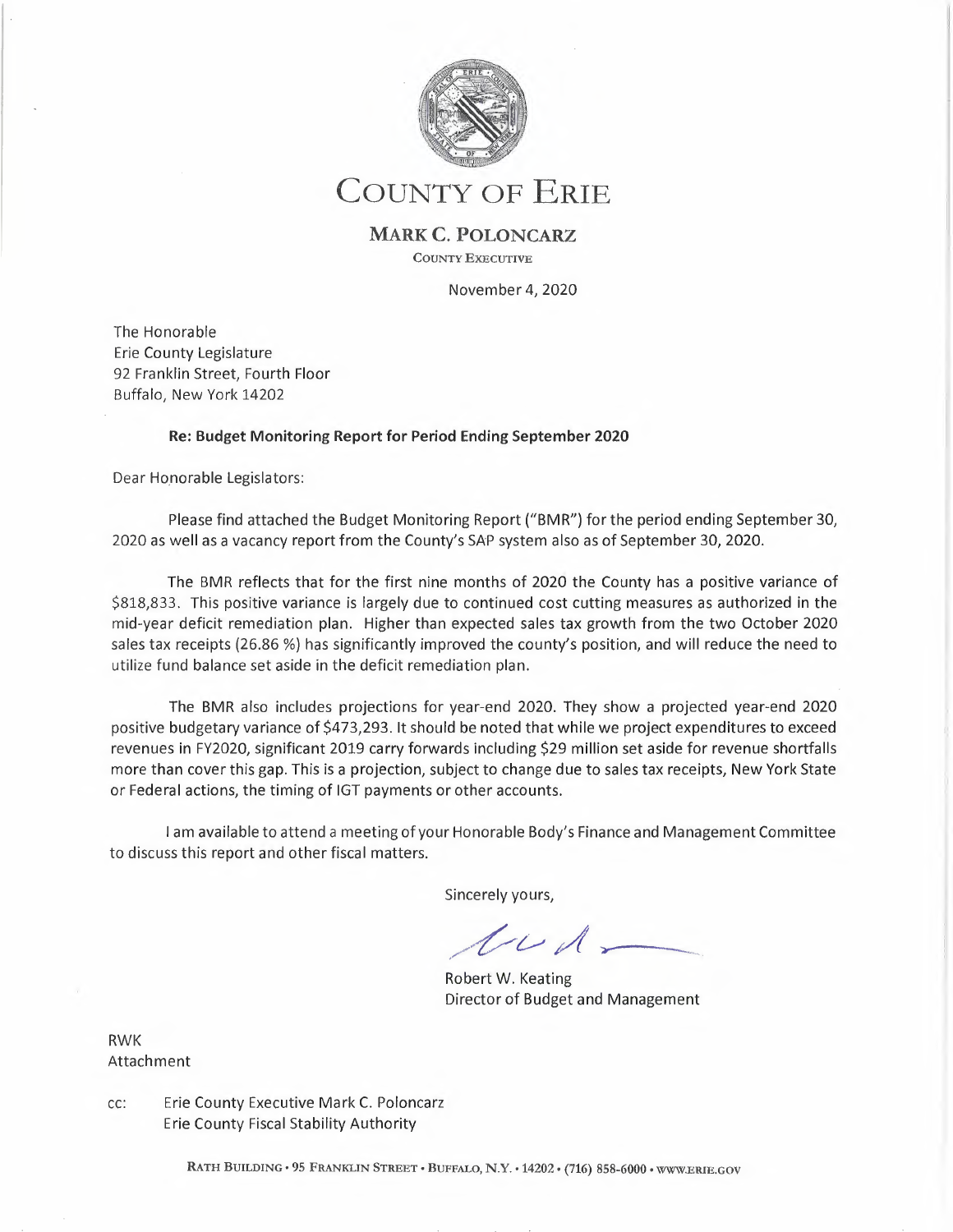# COUNTY OF ERIE

**MARK C. POLONCARZ**

COUNTY EXECUTIVE

November 4, 2020

The Honorable
Erie County Legislature
92 Franklin Street, Fourth Floor
Buffalo, New York 14202

**Re: Budget Monitoring Report for Period Ending September 2020**

Dear Honorable Legislators:

Please find attached the Budget Monitoring Report ("BMR") for the period ending September 30, 2020 as well as a vacancy report from the County's SAP system also as of September 30, 2020.

The BMR reflects that for the first nine months of 2020 the County has a positive variance of $818,833. This positive variance is largely due to continued cost cutting measures as authorized in the mid-year deficit remediation plan. Higher than expected sales tax growth from the two October 2020 sales tax receipts (26.86 %) has significantly improved the county's position, and will reduce the need to utilize fund balance set aside in the deficit remediation plan.

The BMR also includes projections for year-end 2020. They show a projected year-end 2020 positive budgetary variance of $473,293. It should be noted that while we project expenditures to exceed revenues in FY2020, significant 2019 carry forwards including $29 million set aside for revenue shortfalls more than cover this gap. This is a projection, subject to change due to sales tax receipts, New York State or Federal actions, the timing of IGT payments or other accounts.

I am available to attend a meeting of your Honorable Body's Finance and Management Committee to discuss this report and other fiscal matters.

Sincerely yours,

Robert W. Keating
Director of Budget and Management

RWK
Attachment

cc: Erie County Executive Mark C. Poloncarz
Erie County Fiscal Stability Authority

RATH BUILDING • 95 FRANKLIN STREET • BUFFALO, N.Y. • 14202 • (716) 858-6000 • WWW.ERIE.GOV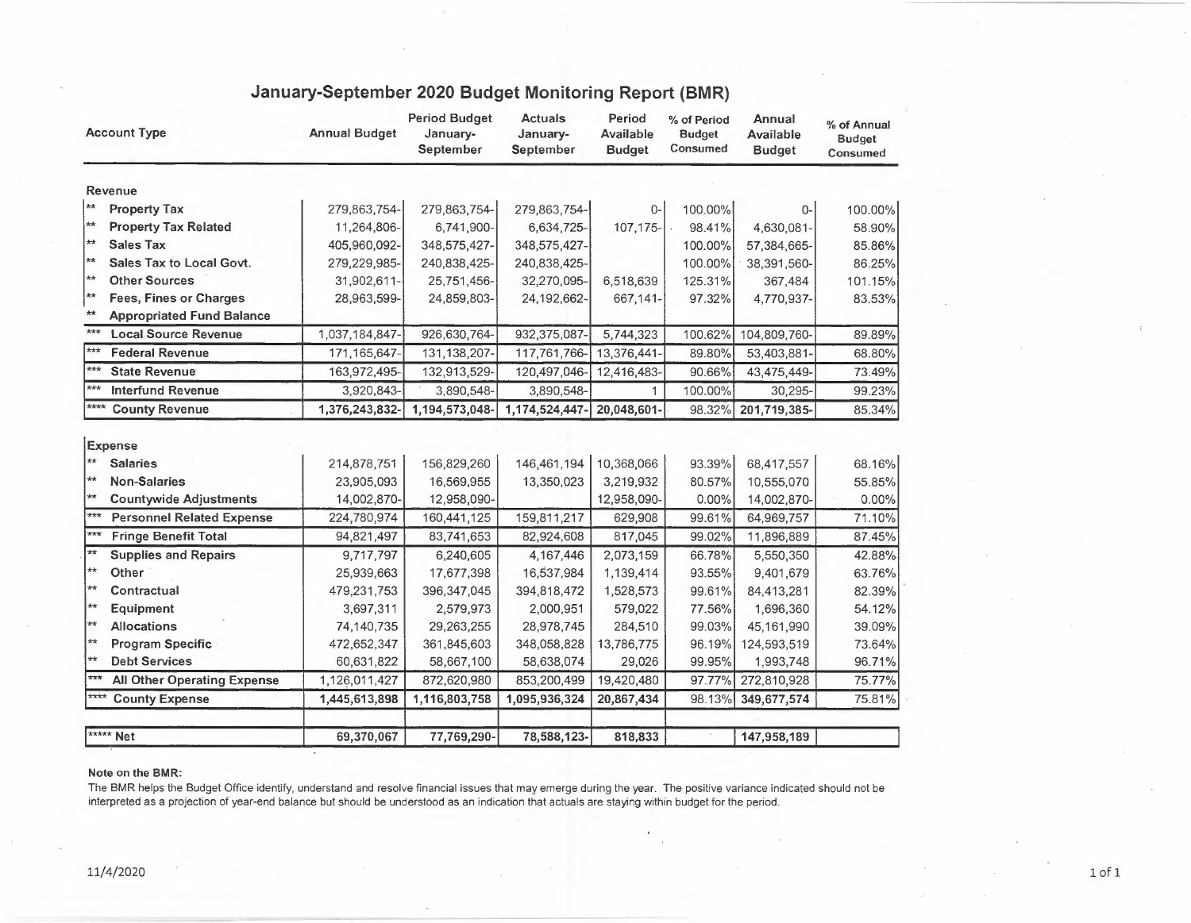# January-September 2020 Budget Monitoring Report (BMR)

| Account Type | Annual Budget | Period Budget January-September | Actuals January-September | Period Available Budget | % of Period Budget Consumed | Annual Available Budget | % of Annual Budget Consumed |
|---|---|---|---|---|---|---|---|
| **Revenue** | | | | | | | |
| ** **Property Tax** | 279,863,754- | 279,863,754- | 279,863,754- | 0- | 100.00% | 0- | 100.00% |
| ** **Property Tax Related** | 11,264,806- | 6,741,900- | 6,634,725- | 107,175- | 98.41% | 4,630,081- | 58.90% |
| ** **Sales Tax** | 405,960,092- | 348,575,427- | 348,575,427- | | 100.00% | 57,384,665- | 85.86% |
| ** **Sales Tax to Local Govt.** | 279,229,985- | 240,838,425- | 240,838,425- | | 100.00% | 38,391,560- | 86.25% |
| ** **Other Sources** | 31,902,611- | 25,751,456- | 32,270,095- | 6,518,639 | 125.31% | 367,484 | 101.15% |
| ** **Fees, Fines or Charges** | 28,963,599- | 24,859,803- | 24,192,662- | 667,141- | 97.32% | 4,770,937- | 83.53% |
| ** **Appropriated Fund Balance** | | | | | | | |
| *** **Local Source Revenue** | 1,037,184,847- | 926,630,764- | 932,375,087- | 5,744,323 | 100.62% | 104,809,760- | 89.89% |
| *** **Federal Revenue** | 171,165,647- | 131,138,207- | 117,761,766- | 13,376,441- | 89.80% | 53,403,881- | 68.80% |
| *** **State Revenue** | 163,972,495- | 132,913,529- | 120,497,046- | 12,416,483- | 90.66% | 43,475,449- | 73.49% |
| *** **Interfund Revenue** | 3,920,843- | 3,890,548- | 3,890,548- | 1 | 100.00% | 30,295- | 99.23% |
| **** **County Revenue** | **1,376,243,832-** | **1,194,573,048-** | **1,174,524,447-** | **20,048,601-** | 98.32% | **201,719,385-** | 85.34% |
| **Expense** | | | | | | | |
| ** **Salaries** | 214,878,751 | 156,829,260 | 146,461,194 | 10,368,066 | 93.39% | 68,417,557 | 68.16% |
| ** **Non-Salaries** | 23,905,093 | 16,569,955 | 13,350,023 | 3,219,932 | 80.57% | 10,555,070 | 55.85% |
| ** **Countywide Adjustments** | 14,002,870- | 12,958,090- | | 12,958,090- | 0.00% | 14,002,870- | 0.00% |
| *** **Personnel Related Expense** | 224,780,974 | 160,441,125 | 159,811,217 | 629,908 | 99.61% | 64,969,757 | 71.10% |
| *** **Fringe Benefit Total** | 94,821,497 | 83,741,653 | 82,924,608 | 817,045 | 99.02% | 11,896,889 | 87.45% |
| ** **Supplies and Repairs** | 9,717,797 | 6,240,605 | 4,167,446 | 2,073,159 | 66.78% | 5,550,350 | 42.88% |
| ** **Other** | 25,939,663 | 17,677,398 | 16,537,984 | 1,139,414 | 93.55% | 9,401,679 | 63.76% |
| ** **Contractual** | 479,231,753 | 396,347,045 | 394,818,472 | 1,528,573 | 99.61% | 84,413,281 | 82.39% |
| ** **Equipment** | 3,697,311 | 2,579,973 | 2,000,951 | 579,022 | 77.56% | 1,696,360 | 54.12% |
| ** **Allocations** | 74,140,735 | 29,263,255 | 28,978,745 | 284,510 | 99.03% | 45,161,990 | 39.09% |
| ** **Program Specific** | 472,652,347 | 361,845,603 | 348,058,828 | 13,786,775 | 96.19% | 124,593,519 | 73.64% |
| ** **Debt Services** | 60,631,822 | 58,667,100 | 58,638,074 | 29,026 | 99.95% | 1,993,748 | 96.71% |
| *** **All Other Operating Expense** | 1,126,011,427 | 872,620,980 | 853,200,499 | 19,420,480 | 97.77% | 272,810,928 | 75.77% |
| **** **County Expense** | **1,445,613,898** | **1,116,803,758** | **1,095,936,324** | **20,867,434** | 98.13% | **349,677,574** | 75.81% |
| ***** **Net** | **69,370,067** | **77,769,290-** | **78,588,123-** | **818,833** | | **147,958,189** | |

**Note on the BMR:**

The BMR helps the Budget Office identify, understand and resolve financial issues that may emerge during the year. The positive variance indicated should not be interpreted as a projection of year-end balance but should be understood as an indication that actuals are staying within budget for the period.

11/4/2020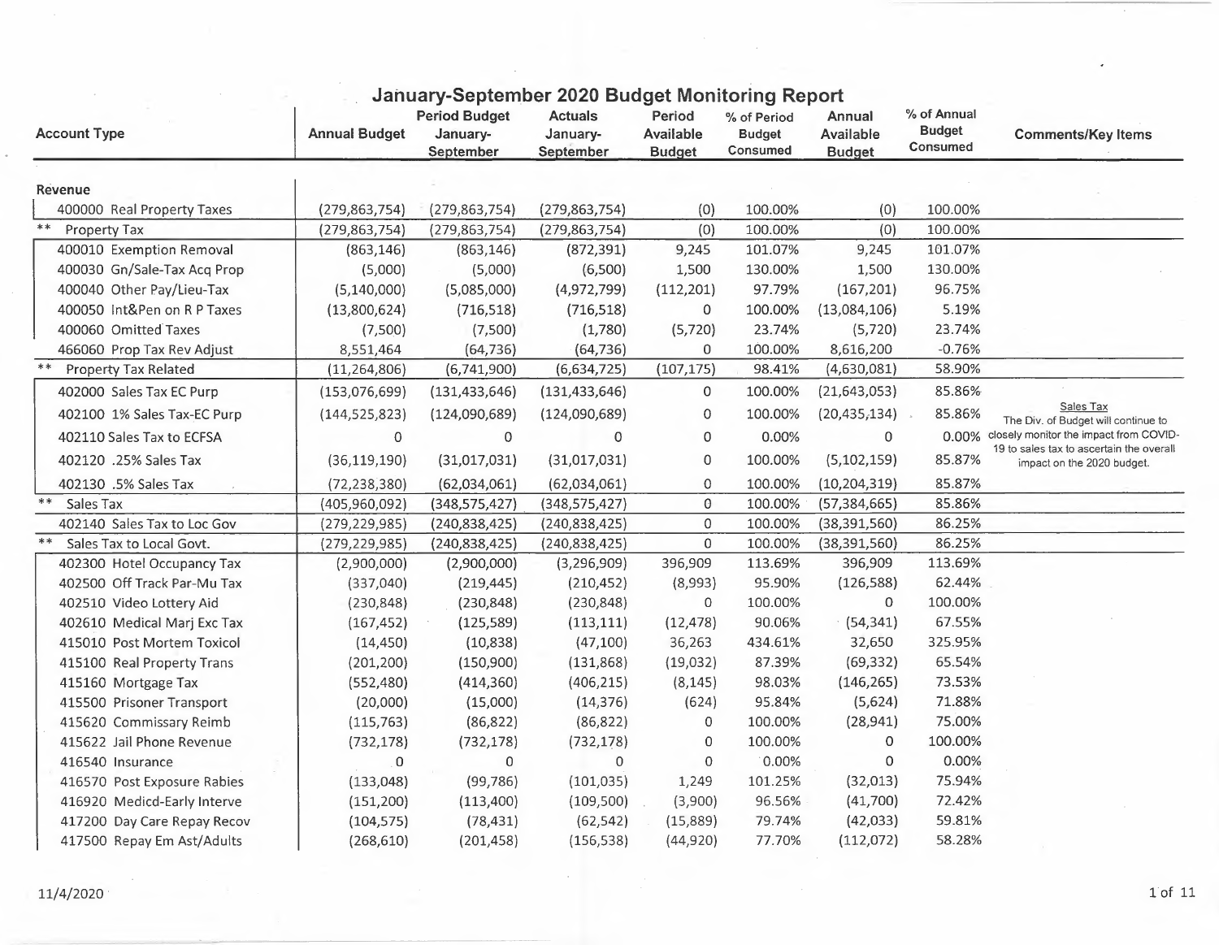## January-September 2020 Budget Monitoring Report

| Account Type | Annual Budget | Period Budget January-September | Actuals January-September | Period Available Budget | % of Period Budget Consumed | Annual Available Budget | % of Annual Budget Consumed | Comments/Key Items |
|---|---|---|---|---|---|---|---|---|
| **Revenue** | | | | | | | | |
| 400000 Real Property Taxes | (279,863,754) | (279,863,754) | (279,863,754) | (0) | 100.00% | (0) | 100.00% | |
| ** Property Tax | (279,863,754) | (279,863,754) | (279,863,754) | (0) | 100.00% | (0) | 100.00% | |
| 400010 Exemption Removal | (863,146) | (863,146) | (872,391) | 9,245 | 101.07% | 9,245 | 101.07% | |
| 400030 Gn/Sale-Tax Acq Prop | (5,000) | (5,000) | (6,500) | 1,500 | 130.00% | 1,500 | 130.00% | |
| 400040 Other Pay/Lieu-Tax | (5,140,000) | (5,085,000) | (4,972,799) | (112,201) | 97.79% | (167,201) | 96.75% | |
| 400050 Int&Pen on R P Taxes | (13,800,624) | (716,518) | (716,518) | 0 | 100.00% | (13,084,106) | 5.19% | |
| 400060 Omitted Taxes | (7,500) | (7,500) | (1,780) | (5,720) | 23.74% | (5,720) | 23.74% | |
| 466060 Prop Tax Rev Adjust | 8,551,464 | (64,736) | (64,736) | 0 | 100.00% | 8,616,200 | -0.76% | |
| ** Property Tax Related | (11,264,806) | (6,741,900) | (6,634,725) | (107,175) | 98.41% | (4,630,081) | 58.90% | |
| 402000 Sales Tax EC Purp | (153,076,699) | (131,433,646) | (131,433,646) | 0 | 100.00% | (21,643,053) | 85.86% | Sales Tax<br>The Div. of Budget will continue to closely monitor the impact from COVID-19 to sales tax to ascertain the overall impact on the 2020 budget. |
| 402100 1% Sales Tax-EC Purp | (144,525,823) | (124,090,689) | (124,090,689) | 0 | 100.00% | (20,435,134) | 85.86% | |
| 402110 Sales Tax to ECFSA | 0 | 0 | 0 | 0 | 0.00% | 0 | 0.00% | |
| 402120 .25% Sales Tax | (36,119,190) | (31,017,031) | (31,017,031) | 0 | 100.00% | (5,102,159) | 85.87% | |
| 402130 .5% Sales Tax | (72,238,380) | (62,034,061) | (62,034,061) | 0 | 100.00% | (10,204,319) | 85.87% | |
| ** Sales Tax | (405,960,092) | (348,575,427) | (348,575,427) | 0 | 100.00% | (57,384,665) | 85.86% | |
| 402140 Sales Tax to Loc Gov | (279,229,985) | (240,838,425) | (240,838,425) | 0 | 100.00% | (38,391,560) | 86.25% | |
| ** Sales Tax to Local Govt. | (279,229,985) | (240,838,425) | (240,838,425) | 0 | 100.00% | (38,391,560) | 86.25% | |
| 402300 Hotel Occupancy Tax | (2,900,000) | (2,900,000) | (3,296,909) | 396,909 | 113.69% | 396,909 | 113.69% | |
| 402500 Off Track Par-Mu Tax | (337,040) | (219,445) | (210,452) | (8,993) | 95.90% | (126,588) | 62.44% | |
| 402510 Video Lottery Aid | (230,848) | (230,848) | (230,848) | 0 | 100.00% | 0 | 100.00% | |
| 402610 Medical Marj Exc Tax | (167,452) | (125,589) | (113,111) | (12,478) | 90.06% | (54,341) | 67.55% | |
| 415010 Post Mortem Toxicol | (14,450) | (10,838) | (47,100) | 36,263 | 434.61% | 32,650 | 325.95% | |
| 415100 Real Property Trans | (201,200) | (150,900) | (131,868) | (19,032) | 87.39% | (69,332) | 65.54% | |
| 415160 Mortgage Tax | (552,480) | (414,360) | (406,215) | (8,145) | 98.03% | (146,265) | 73.53% | |
| 415500 Prisoner Transport | (20,000) | (15,000) | (14,376) | (624) | 95.84% | (5,624) | 71.88% | |
| 415620 Commissary Reimb | (115,763) | (86,822) | (86,822) | 0 | 100.00% | (28,941) | 75.00% | |
| 415622 Jail Phone Revenue | (732,178) | (732,178) | (732,178) | 0 | 100.00% | 0 | 100.00% | |
| 416540 Insurance | 0 | 0 | 0 | 0 | 0.00% | 0 | 0.00% | |
| 416570 Post Exposure Rabies | (133,048) | (99,786) | (101,035) | 1,249 | 101.25% | (32,013) | 75.94% | |
| 416920 Medicd-Early Interve | (151,200) | (113,400) | (109,500) | (3,900) | 96.56% | (41,700) | 72.42% | |
| 417200 Day Care Repay Recov | (104,575) | (78,431) | (62,542) | (15,889) | 79.74% | (42,033) | 59.81% | |
| 417500 Repay Em Ast/Adults | (268,610) | (201,458) | (156,538) | (44,920) | 77.70% | (112,072) | 58.28% | |

11/4/2020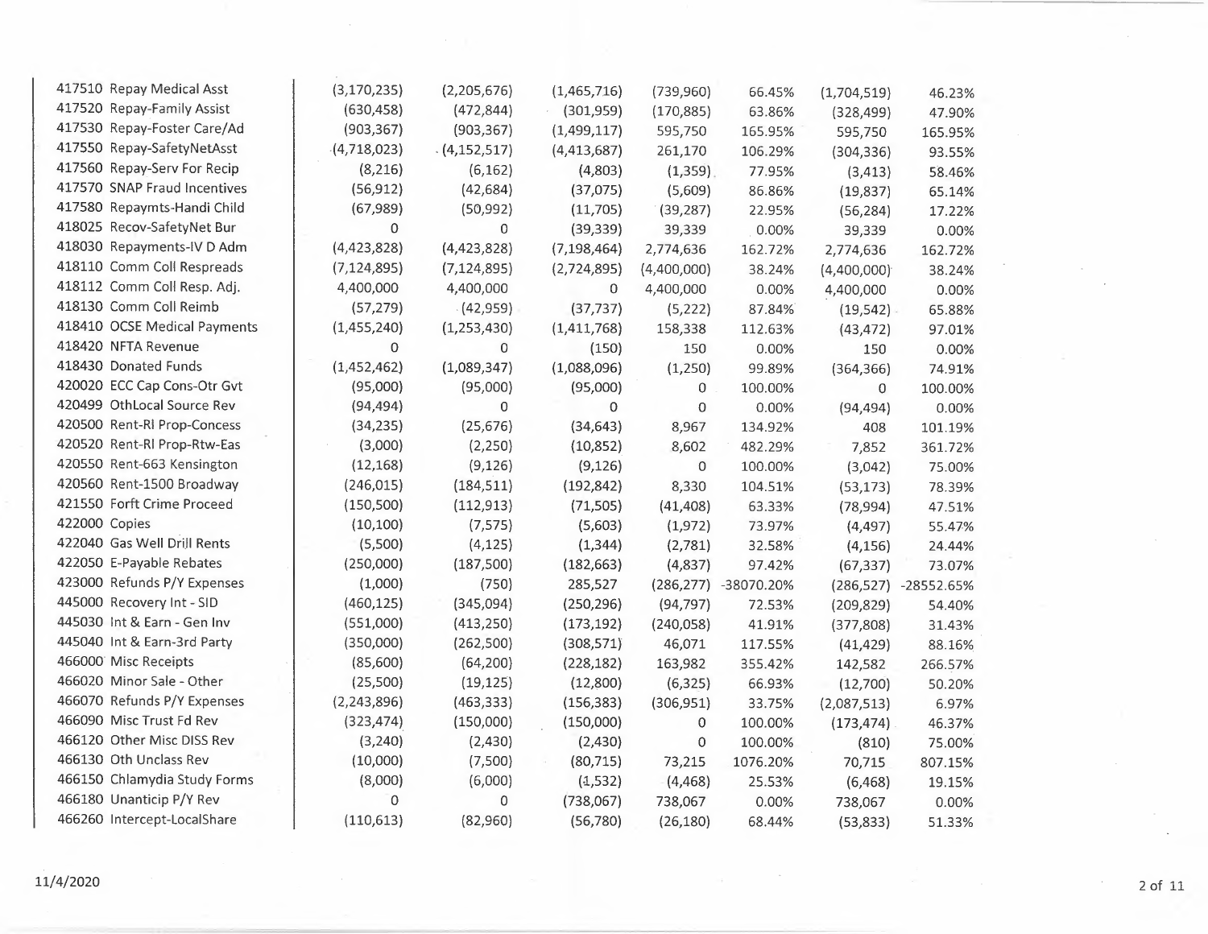| | | | | | | | | |
|---|---|---|---|---|---|---|---|---|
| 417510 | Repay Medical Asst | (3,170,235) | (2,205,676) | (1,465,716) | (739,960) | 66.45% | (1,704,519) | 46.23% |
| 417520 | Repay-Family Assist | (630,458) | (472,844) | (301,959) | (170,885) | 63.86% | (328,499) | 47.90% |
| 417530 | Repay-Foster Care/Ad | (903,367) | (903,367) | (1,499,117) | 595,750 | 165.95% | 595,750 | 165.95% |
| 417550 | Repay-SafetyNetAsst | (4,718,023) | (4,152,517) | (4,413,687) | 261,170 | 106.29% | (304,336) | 93.55% |
| 417560 | Repay-Serv For Recip | (8,216) | (6,162) | (4,803) | (1,359) | 77.95% | (3,413) | 58.46% |
| 417570 | SNAP Fraud Incentives | (56,912) | (42,684) | (37,075) | (5,609) | 86.86% | (19,837) | 65.14% |
| 417580 | Repaymts-Handi Child | (67,989) | (50,992) | (11,705) | (39,287) | 22.95% | (56,284) | 17.22% |
| 418025 | Recov-SafetyNet Bur | 0 | 0 | (39,339) | 39,339 | 0.00% | 39,339 | 0.00% |
| 418030 | Repayments-IV D Adm | (4,423,828) | (4,423,828) | (7,198,464) | 2,774,636 | 162.72% | 2,774,636 | 162.72% |
| 418110 | Comm Coll Respreads | (7,124,895) | (7,124,895) | (2,724,895) | (4,400,000) | 38.24% | (4,400,000) | 38.24% |
| 418112 | Comm Coll Resp. Adj. | 4,400,000 | 4,400,000 | 0 | 4,400,000 | 0.00% | 4,400,000 | 0.00% |
| 418130 | Comm Coll Reimb | (57,279) | (42,959) | (37,737) | (5,222) | 87.84% | (19,542) | 65.88% |
| 418410 | OCSE Medical Payments | (1,455,240) | (1,253,430) | (1,411,768) | 158,338 | 112.63% | (43,472) | 97.01% |
| 418420 | NFTA Revenue | 0 | 0 | (150) | 150 | 0.00% | 150 | 0.00% |
| 418430 | Donated Funds | (1,452,462) | (1,089,347) | (1,088,096) | (1,250) | 99.89% | (364,366) | 74.91% |
| 420020 | ECC Cap Cons-Otr Gvt | (95,000) | (95,000) | (95,000) | 0 | 100.00% | 0 | 100.00% |
| 420499 | OthLocal Source Rev | (94,494) | 0 | 0 | 0 | 0.00% | (94,494) | 0.00% |
| 420500 | Rent-RI Prop-Concess | (34,235) | (25,676) | (34,643) | 8,967 | 134.92% | 408 | 101.19% |
| 420520 | Rent-RI Prop-Rtw-Eas | (3,000) | (2,250) | (10,852) | 8,602 | 482.29% | 7,852 | 361.72% |
| 420550 | Rent-663 Kensington | (12,168) | (9,126) | (9,126) | 0 | 100.00% | (3,042) | 75.00% |
| 420560 | Rent-1500 Broadway | (246,015) | (184,511) | (192,842) | 8,330 | 104.51% | (53,173) | 78.39% |
| 421550 | Forft Crime Proceed | (150,500) | (112,913) | (71,505) | (41,408) | 63.33% | (78,994) | 47.51% |
| 422000 | Copies | (10,100) | (7,575) | (5,603) | (1,972) | 73.97% | (4,497) | 55.47% |
| 422040 | Gas Well Drill Rents | (5,500) | (4,125) | (1,344) | (2,781) | 32.58% | (4,156) | 24.44% |
| 422050 | E-Payable Rebates | (250,000) | (187,500) | (182,663) | (4,837) | 97.42% | (67,337) | 73.07% |
| 423000 | Refunds P/Y Expenses | (1,000) | (750) | 285,527 | (286,277) | -38070.20% | (286,527) | -28552.65% |
| 445000 | Recovery Int - SID | (460,125) | (345,094) | (250,296) | (94,797) | 72.53% | (209,829) | 54.40% |
| 445030 | Int & Earn - Gen Inv | (551,000) | (413,250) | (173,192) | (240,058) | 41.91% | (377,808) | 31.43% |
| 445040 | Int & Earn-3rd Party | (350,000) | (262,500) | (308,571) | 46,071 | 117.55% | (41,429) | 88.16% |
| 466000 | Misc Receipts | (85,600) | (64,200) | (228,182) | 163,982 | 355.42% | 142,582 | 266.57% |
| 466020 | Minor Sale - Other | (25,500) | (19,125) | (12,800) | (6,325) | 66.93% | (12,700) | 50.20% |
| 466070 | Refunds P/Y Expenses | (2,243,896) | (463,333) | (156,383) | (306,951) | 33.75% | (2,087,513) | 6.97% |
| 466090 | Misc Trust Fd Rev | (323,474) | (150,000) | (150,000) | 0 | 100.00% | (173,474) | 46.37% |
| 466120 | Other Misc DISS Rev | (3,240) | (2,430) | (2,430) | 0 | 100.00% | (810) | 75.00% |
| 466130 | Oth Unclass Rev | (10,000) | (7,500) | (80,715) | 73,215 | 1076.20% | 70,715 | 807.15% |
| 466150 | Chlamydia Study Forms | (8,000) | (6,000) | (1,532) | (4,468) | 25.53% | (6,468) | 19.15% |
| 466180 | Unanticip P/Y Rev | 0 | 0 | (738,067) | 738,067 | 0.00% | 738,067 | 0.00% |
| 466260 | Intercept-LocalShare | (110,613) | (82,960) | (56,780) | (26,180) | 68.44% | (53,833) | 51.33% |

11/4/2020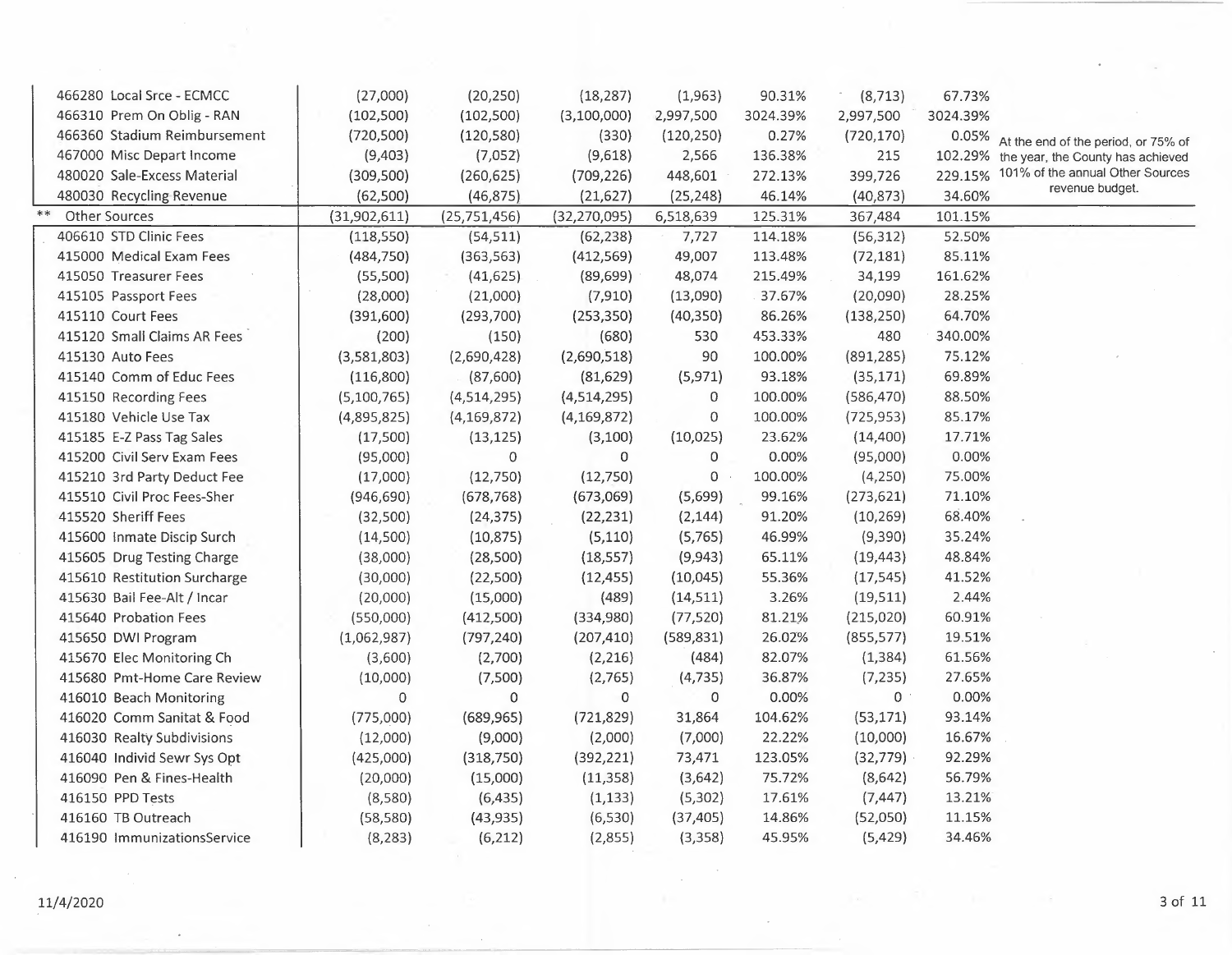| | | | | | | | |
|---|---|---|---|---|---|---|---|
| 466280 Local Srce - ECMCC | (27,000) | (20,250) | (18,287) | (1,963) | 90.31% | (8,713) | 67.73% |
| 466310 Prem On Oblig - RAN | (102,500) | (102,500) | (3,100,000) | 2,997,500 | 3024.39% | 2,997,500 | 3024.39% |
| 466360 Stadium Reimbursement | (720,500) | (120,580) | (330) | (120,250) | 0.27% | (720,170) | 0.05% |
| 467000 Misc Depart Income | (9,403) | (7,052) | (9,618) | 2,566 | 136.38% | 215 | 102.29% |
| 480020 Sale-Excess Material | (309,500) | (260,625) | (709,226) | 448,601 | 272.13% | 399,726 | 229.15% |
| 480030 Recycling Revenue | (62,500) | (46,875) | (21,627) | (25,248) | 46.14% | (40,873) | 34.60% |
| ** Other Sources | (31,902,611) | (25,751,456) | (32,270,095) | 6,518,639 | 125.31% | 367,484 | 101.15% |
| 406610 STD Clinic Fees | (118,550) | (54,511) | (62,238) | 7,727 | 114.18% | (56,312) | 52.50% |
| 415000 Medical Exam Fees | (484,750) | (363,563) | (412,569) | 49,007 | 113.48% | (72,181) | 85.11% |
| 415050 Treasurer Fees | (55,500) | (41,625) | (89,699) | 48,074 | 215.49% | 34,199 | 161.62% |
| 415105 Passport Fees | (28,000) | (21,000) | (7,910) | (13,090) | 37.67% | (20,090) | 28.25% |
| 415110 Court Fees | (391,600) | (293,700) | (253,350) | (40,350) | 86.26% | (138,250) | 64.70% |
| 415120 Small Claims AR Fees | (200) | (150) | (680) | 530 | 453.33% | 480 | 340.00% |
| 415130 Auto Fees | (3,581,803) | (2,690,428) | (2,690,518) | 90 | 100.00% | (891,285) | 75.12% |
| 415140 Comm of Educ Fees | (116,800) | (87,600) | (81,629) | (5,971) | 93.18% | (35,171) | 69.89% |
| 415150 Recording Fees | (5,100,765) | (4,514,295) | (4,514,295) | 0 | 100.00% | (586,470) | 88.50% |
| 415180 Vehicle Use Tax | (4,895,825) | (4,169,872) | (4,169,872) | 0 | 100.00% | (725,953) | 85.17% |
| 415185 E-Z Pass Tag Sales | (17,500) | (13,125) | (3,100) | (10,025) | 23.62% | (14,400) | 17.71% |
| 415200 Civil Serv Exam Fees | (95,000) | 0 | 0 | 0 | 0.00% | (95,000) | 0.00% |
| 415210 3rd Party Deduct Fee | (17,000) | (12,750) | (12,750) | 0 | 100.00% | (4,250) | 75.00% |
| 415510 Civil Proc Fees-Sher | (946,690) | (678,768) | (673,069) | (5,699) | 99.16% | (273,621) | 71.10% |
| 415520 Sheriff Fees | (32,500) | (24,375) | (22,231) | (2,144) | 91.20% | (10,269) | 68.40% |
| 415600 Inmate Discip Surch | (14,500) | (10,875) | (5,110) | (5,765) | 46.99% | (9,390) | 35.24% |
| 415605 Drug Testing Charge | (38,000) | (28,500) | (18,557) | (9,943) | 65.11% | (19,443) | 48.84% |
| 415610 Restitution Surcharge | (30,000) | (22,500) | (12,455) | (10,045) | 55.36% | (17,545) | 41.52% |
| 415630 Bail Fee-Alt / Incar | (20,000) | (15,000) | (489) | (14,511) | 3.26% | (19,511) | 2.44% |
| 415640 Probation Fees | (550,000) | (412,500) | (334,980) | (77,520) | 81.21% | (215,020) | 60.91% |
| 415650 DWI Program | (1,062,987) | (797,240) | (207,410) | (589,831) | 26.02% | (855,577) | 19.51% |
| 415670 Elec Monitoring Ch | (3,600) | (2,700) | (2,216) | (484) | 82.07% | (1,384) | 61.56% |
| 415680 Pmt-Home Care Review | (10,000) | (7,500) | (2,765) | (4,735) | 36.87% | (7,235) | 27.65% |
| 416010 Beach Monitoring | 0 | 0 | 0 | 0 | 0.00% | 0 | 0.00% |
| 416020 Comm Sanitat & Food | (775,000) | (689,965) | (721,829) | 31,864 | 104.62% | (53,171) | 93.14% |
| 416030 Realty Subdivisions | (12,000) | (9,000) | (2,000) | (7,000) | 22.22% | (10,000) | 16.67% |
| 416040 Individ Sewr Sys Opt | (425,000) | (318,750) | (392,221) | 73,471 | 123.05% | (32,779) | 92.29% |
| 416090 Pen & Fines-Health | (20,000) | (15,000) | (11,358) | (3,642) | 75.72% | (8,642) | 56.79% |
| 416150 PPD Tests | (8,580) | (6,435) | (1,133) | (5,302) | 17.61% | (7,447) | 13.21% |
| 416160 TB Outreach | (58,580) | (43,935) | (6,530) | (37,405) | 14.86% | (52,050) | 11.15% |
| 416190 ImmunizationsService | (8,283) | (6,212) | (2,855) | (3,358) | 45.95% | (5,429) | 34.46% |

At the end of the period, or 75% of the year, the County has achieved 101% of the annual Other Sources revenue budget.

11/4/2020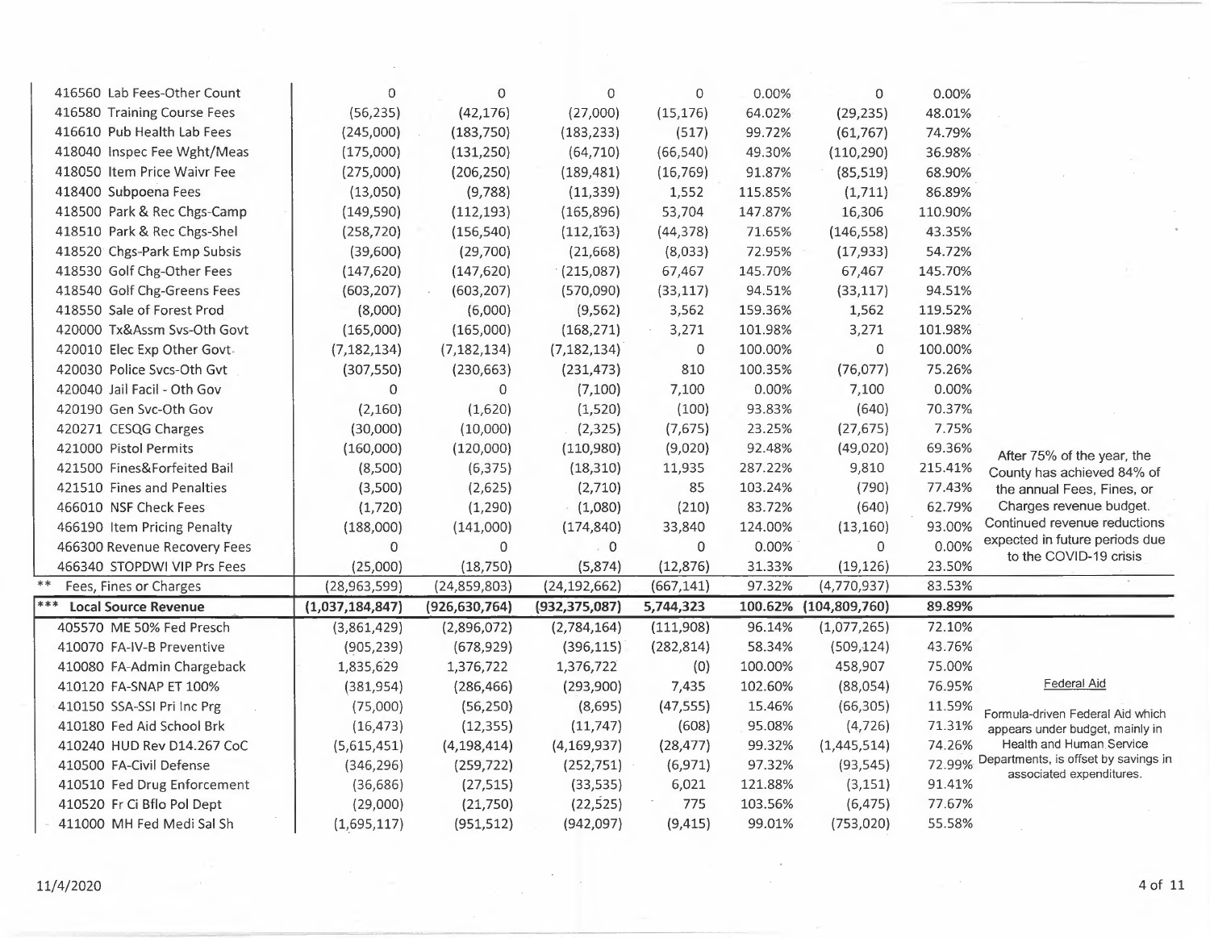| | | | | | | | | |
|---|---|---|---|---|---|---|---|---|
| 416560 Lab Fees-Other Count | 0 | 0 | 0 | 0 | 0.00% | 0 | 0.00% | |
| 416580 Training Course Fees | (56,235) | (42,176) | (27,000) | (15,176) | 64.02% | (29,235) | 48.01% | |
| 416610 Pub Health Lab Fees | (245,000) | (183,750) | (183,233) | (517) | 99.72% | (61,767) | 74.79% | |
| 418040 Inspec Fee Wght/Meas | (175,000) | (131,250) | (64,710) | (66,540) | 49.30% | (110,290) | 36.98% | |
| 418050 Item Price Waivr Fee | (275,000) | (206,250) | (189,481) | (16,769) | 91.87% | (85,519) | 68.90% | |
| 418400 Subpoena Fees | (13,050) | (9,788) | (11,339) | 1,552 | 115.85% | (1,711) | 86.89% | |
| 418500 Park & Rec Chgs-Camp | (149,590) | (112,193) | (165,896) | 53,704 | 147.87% | 16,306 | 110.90% | |
| 418510 Park & Rec Chgs-Shel | (258,720) | (156,540) | (112,163) | (44,378) | 71.65% | (146,558) | 43.35% | |
| 418520 Chgs-Park Emp Subsis | (39,600) | (29,700) | (21,668) | (8,033) | 72.95% | (17,933) | 54.72% | |
| 418530 Golf Chg-Other Fees | (147,620) | (147,620) | (215,087) | 67,467 | 145.70% | 67,467 | 145.70% | |
| 418540 Golf Chg-Greens Fees | (603,207) | (603,207) | (570,090) | (33,117) | 94.51% | (33,117) | 94.51% | |
| 418550 Sale of Forest Prod | (8,000) | (6,000) | (9,562) | 3,562 | 159.36% | 1,562 | 119.52% | |
| 420000 Tx&Assm Svs-Oth Govt | (165,000) | (165,000) | (168,271) | 3,271 | 101.98% | 3,271 | 101.98% | |
| 420010 Elec Exp Other Govt | (7,182,134) | (7,182,134) | (7,182,134) | 0 | 100.00% | 0 | 100.00% | |
| 420030 Police Svcs-Oth Gvt | (307,550) | (230,663) | (231,473) | 810 | 100.35% | (76,077) | 75.26% | |
| 420040 Jail Facil - Oth Gov | 0 | 0 | (7,100) | 7,100 | 0.00% | 7,100 | 0.00% | |
| 420190 Gen Svc-Oth Gov | (2,160) | (1,620) | (1,520) | (100) | 93.83% | (640) | 70.37% | |
| 420271 CESQG Charges | (30,000) | (10,000) | (2,325) | (7,675) | 23.25% | (27,675) | 7.75% | |
| 421000 Pistol Permits | (160,000) | (120,000) | (110,980) | (9,020) | 92.48% | (49,020) | 69.36% | After 75% of the year, the County has achieved 84% of the annual Fees, Fines, or Charges revenue budget. Continued revenue reductions expected in future periods due to the COVID-19 crisis |
| 421500 Fines&Forfeited Bail | (8,500) | (6,375) | (18,310) | 11,935 | 287.22% | 9,810 | 215.41% | |
| 421510 Fines and Penalties | (3,500) | (2,625) | (2,710) | 85 | 103.24% | (790) | 77.43% | |
| 466010 NSF Check Fees | (1,720) | (1,290) | (1,080) | (210) | 83.72% | (640) | 62.79% | |
| 466190 Item Pricing Penalty | (188,000) | (141,000) | (174,840) | 33,840 | 124.00% | (13,160) | 93.00% | |
| 466300 Revenue Recovery Fees | 0 | 0 | 0 | 0 | 0.00% | 0 | 0.00% | |
| 466340 STOPDWI VIP Prs Fees | (25,000) | (18,750) | (5,874) | (12,876) | 31.33% | (19,126) | 23.50% | |
| ** Fees, Fines or Charges | (28,963,599) | (24,859,803) | (24,192,662) | (667,141) | 97.32% | (4,770,937) | 83.53% | |
| *** **Local Source Revenue** | **(1,037,184,847)** | **(926,630,764)** | **(932,375,087)** | **5,744,323** | **100.62%** | **(104,809,760)** | **89.89%** | |
| 405570 ME 50% Fed Presch | (3,861,429) | (2,896,072) | (2,784,164) | (111,908) | 96.14% | (1,077,265) | 72.10% | |
| 410070 FA-IV-B Preventive | (905,239) | (678,929) | (396,115) | (282,814) | 58.34% | (509,124) | 43.76% | |
| 410080 FA-Admin Chargeback | 1,835,629 | 1,376,722 | 1,376,722 | (0) | 100.00% | 458,907 | 75.00% | |
| 410120 FA-SNAP ET 100% | (381,954) | (286,466) | (293,900) | 7,435 | 102.60% | (88,054) | 76.95% | Federal Aid |
| 410150 SSA-SSI Pri Inc Prg | (75,000) | (56,250) | (8,695) | (47,555) | 15.46% | (66,305) | 11.59% | Formula-driven Federal Aid which appears under budget, mainly in Health and Human Service Departments, is offset by savings in associated expenditures. |
| 410180 Fed Aid School Brk | (16,473) | (12,355) | (11,747) | (608) | 95.08% | (4,726) | 71.31% | |
| 410240 HUD Rev D14.267 CoC | (5,615,451) | (4,198,414) | (4,169,937) | (28,477) | 99.32% | (1,445,514) | 74.26% | |
| 410500 FA-Civil Defense | (346,296) | (259,722) | (252,751) | (6,971) | 97.32% | (93,545) | 72.99% | |
| 410510 Fed Drug Enforcement | (36,686) | (27,515) | (33,535) | 6,021 | 121.88% | (3,151) | 91.41% | |
| 410520 Fr Ci Bflo Pol Dept | (29,000) | (21,750) | (22,525) | 775 | 103.56% | (6,475) | 77.67% | |
| 411000 MH Fed Medi Sal Sh | (1,695,117) | (951,512) | (942,097) | (9,415) | 99.01% | (753,020) | 55.58% | |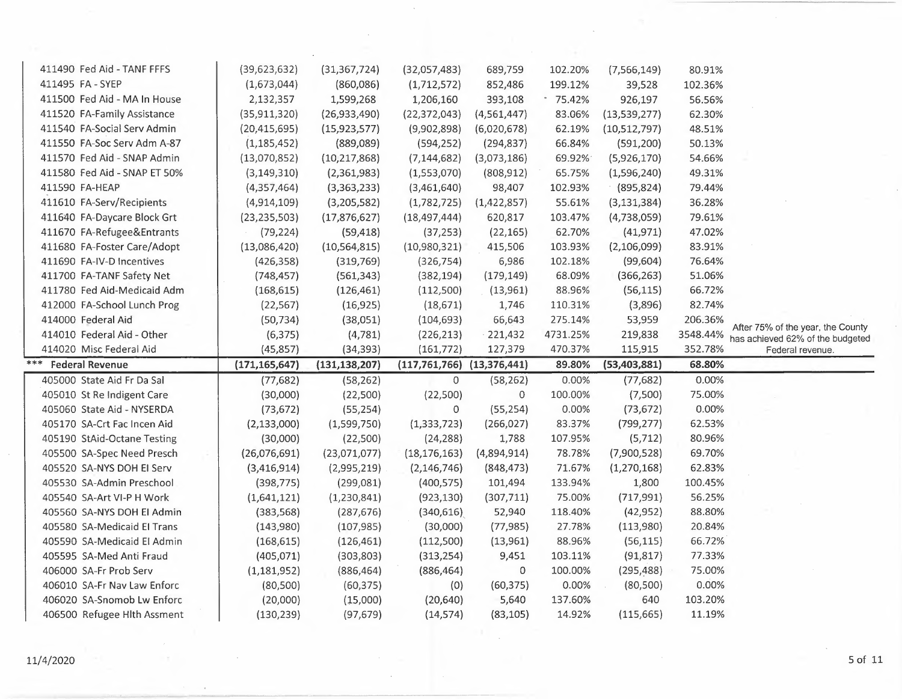| | | | | | | | | |
|---|---|---|---|---|---|---|---|---|
| 411490 Fed Aid - TANF FFFS | (39,623,632) | (31,367,724) | (32,057,483) | 689,759 | 102.20% | (7,566,149) | 80.91% | |
| 411495 FA - SYEP | (1,673,044) | (860,086) | (1,712,572) | 852,486 | 199.12% | 39,528 | 102.36% | |
| 411500 Fed Aid - MA In House | 2,132,357 | 1,599,268 | 1,206,160 | 393,108 | 75.42% | 926,197 | 56.56% | |
| 411520 FA-Family Assistance | (35,911,320) | (26,933,490) | (22,372,043) | (4,561,447) | 83.06% | (13,539,277) | 62.30% | |
| 411540 FA-Social Serv Admin | (20,415,695) | (15,923,577) | (9,902,898) | (6,020,678) | 62.19% | (10,512,797) | 48.51% | |
| 411550 FA-Soc Serv Adm A-87 | (1,185,452) | (889,089) | (594,252) | (294,837) | 66.84% | (591,200) | 50.13% | |
| 411570 Fed Aid - SNAP Admin | (13,070,852) | (10,217,868) | (7,144,682) | (3,073,186) | 69.92% | (5,926,170) | 54.66% | |
| 411580 Fed Aid - SNAP ET 50% | (3,149,310) | (2,361,983) | (1,553,070) | (808,912) | 65.75% | (1,596,240) | 49.31% | |
| 411590 FA-HEAP | (4,357,464) | (3,363,233) | (3,461,640) | 98,407 | 102.93% | (895,824) | 79.44% | |
| 411610 FA-Serv/Recipients | (4,914,109) | (3,205,582) | (1,782,725) | (1,422,857) | 55.61% | (3,131,384) | 36.28% | |
| 411640 FA-Daycare Block Grt | (23,235,503) | (17,876,627) | (18,497,444) | 620,817 | 103.47% | (4,738,059) | 79.61% | |
| 411670 FA-Refugee&Entrants | (79,224) | (59,418) | (37,253) | (22,165) | 62.70% | (41,971) | 47.02% | |
| 411680 FA-Foster Care/Adopt | (13,086,420) | (10,564,815) | (10,980,321) | 415,506 | 103.93% | (2,106,099) | 83.91% | |
| 411690 FA-IV-D Incentives | (426,358) | (319,769) | (326,754) | 6,986 | 102.18% | (99,604) | 76.64% | |
| 411700 FA-TANF Safety Net | (748,457) | (561,343) | (382,194) | (179,149) | 68.09% | (366,263) | 51.06% | |
| 411780 Fed Aid-Medicaid Adm | (168,615) | (126,461) | (112,500) | (13,961) | 88.96% | (56,115) | 66.72% | |
| 412000 FA-School Lunch Prog | (22,567) | (16,925) | (18,671) | 1,746 | 110.31% | (3,896) | 82.74% | |
| 414000 Federal Aid | (50,734) | (38,051) | (104,693) | 66,643 | 275.14% | 53,959 | 206.36% | |
| 414010 Federal Aid - Other | (6,375) | (4,781) | (226,213) | 221,432 | 4731.25% | 219,838 | 3548.44% | After 75% of the year, the County has achieved 62% of the budgeted Federal revenue. |
| 414020 Misc Federal Aid | (45,857) | (34,393) | (161,772) | 127,379 | 470.37% | 115,915 | 352.78% | |
| *** **Federal Revenue** | **(171,165,647)** | **(131,138,207)** | **(117,761,766)** | **(13,376,441)** | **89.80%** | **(53,403,881)** | **68.80%** | |
| 405000 State Aid Fr Da Sal | (77,682) | (58,262) | 0 | (58,262) | 0.00% | (77,682) | 0.00% | |
| 405010 St Re Indigent Care | (30,000) | (22,500) | (22,500) | 0 | 100.00% | (7,500) | 75.00% | |
| 405060 State Aid - NYSERDA | (73,672) | (55,254) | 0 | (55,254) | 0.00% | (73,672) | 0.00% | |
| 405170 SA-Crt Fac Incen Aid | (2,133,000) | (1,599,750) | (1,333,723) | (266,027) | 83.37% | (799,277) | 62.53% | |
| 405190 StAid-Octane Testing | (30,000) | (22,500) | (24,288) | 1,788 | 107.95% | (5,712) | 80.96% | |
| 405500 SA-Spec Need Presch | (26,076,691) | (23,071,077) | (18,176,163) | (4,894,914) | 78.78% | (7,900,528) | 69.70% | |
| 405520 SA-NYS DOH EI Serv | (3,416,914) | (2,995,219) | (2,146,746) | (848,473) | 71.67% | (1,270,168) | 62.83% | |
| 405530 SA-Admin Preschool | (398,775) | (299,081) | (400,575) | 101,494 | 133.94% | 1,800 | 100.45% | |
| 405540 SA-Art VI-P H Work | (1,641,121) | (1,230,841) | (923,130) | (307,711) | 75.00% | (717,991) | 56.25% | |
| 405560 SA-NYS DOH EI Admin | (383,568) | (287,676) | (340,616) | 52,940 | 118.40% | (42,952) | 88.80% | |
| 405580 SA-Medicaid EI Trans | (143,980) | (107,985) | (30,000) | (77,985) | 27.78% | (113,980) | 20.84% | |
| 405590 SA-Medicaid EI Admin | (168,615) | (126,461) | (112,500) | (13,961) | 88.96% | (56,115) | 66.72% | |
| 405595 SA-Med Anti Fraud | (405,071) | (303,803) | (313,254) | 9,451 | 103.11% | (91,817) | 77.33% | |
| 406000 SA-Fr Prob Serv | (1,181,952) | (886,464) | (886,464) | 0 | 100.00% | (295,488) | 75.00% | |
| 406010 SA-Fr Nav Law Enforc | (80,500) | (60,375) | (0) | (60,375) | 0.00% | (80,500) | 0.00% | |
| 406020 SA-Snomob Lw Enforc | (20,000) | (15,000) | (20,640) | 5,640 | 137.60% | 640 | 103.20% | |
| 406500 Refugee Hlth Assment | (130,239) | (97,679) | (14,574) | (83,105) | 14.92% | (115,665) | 11.19% | |

11/4/2020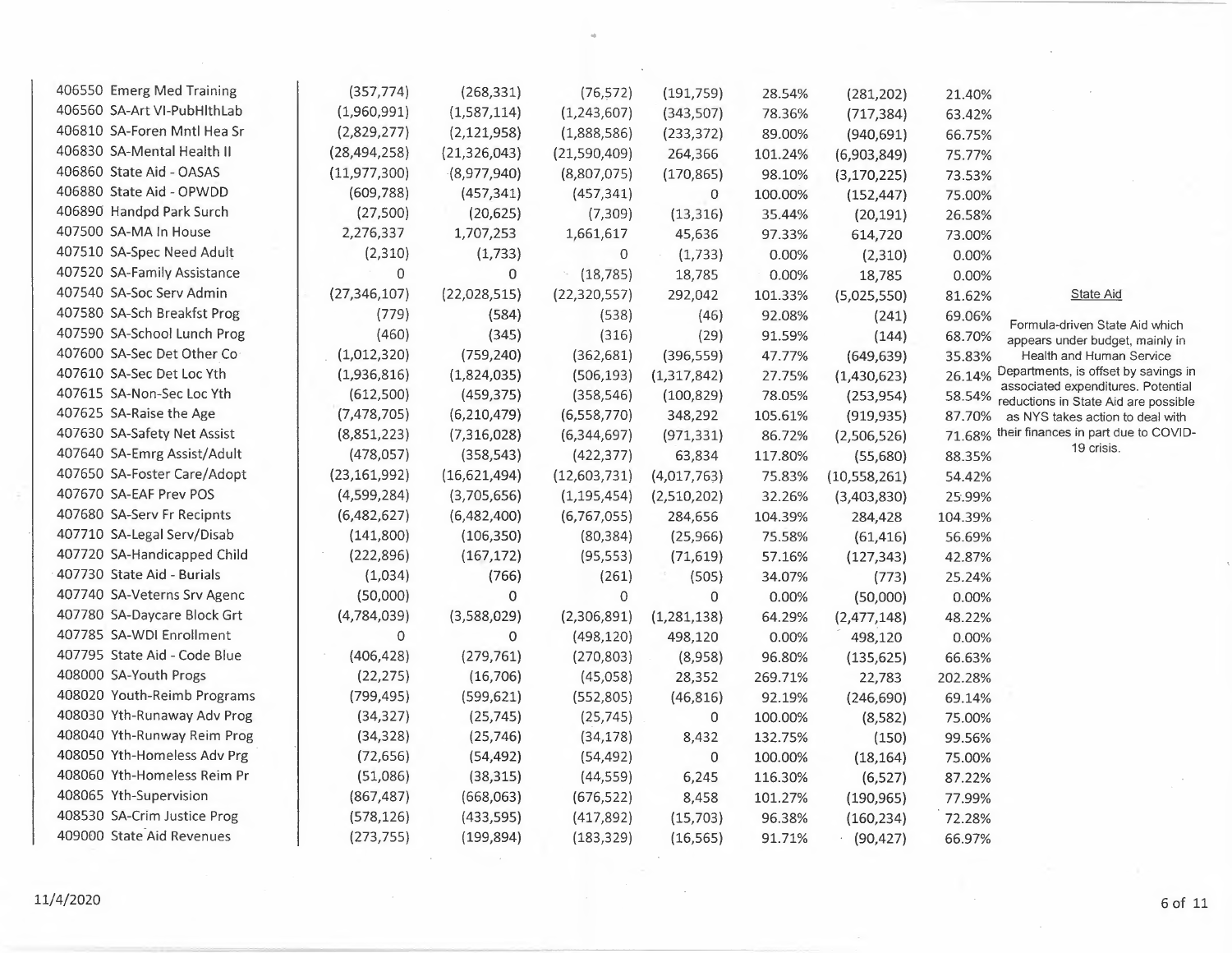| | | | | | | | |
|---|---|---|---|---|---|---|---|
| 406550 Emerg Med Training | (357,774) | (268,331) | (76,572) | (191,759) | 28.54% | (281,202) | 21.40% |
| 406560 SA-Art VI-PubHlthLab | (1,960,991) | (1,587,114) | (1,243,607) | (343,507) | 78.36% | (717,384) | 63.42% |
| 406810 SA-Foren Mntl Hea Sr | (2,829,277) | (2,121,958) | (1,888,586) | (233,372) | 89.00% | (940,691) | 66.75% |
| 406830 SA-Mental Health II | (28,494,258) | (21,326,043) | (21,590,409) | 264,366 | 101.24% | (6,903,849) | 75.77% |
| 406860 State Aid - OASAS | (11,977,300) | (8,977,940) | (8,807,075) | (170,865) | 98.10% | (3,170,225) | 73.53% |
| 406880 State Aid - OPWDD | (609,788) | (457,341) | (457,341) | 0 | 100.00% | (152,447) | 75.00% |
| 406890 Handpd Park Surch | (27,500) | (20,625) | (7,309) | (13,316) | 35.44% | (20,191) | 26.58% |
| 407500 SA-MA In House | 2,276,337 | 1,707,253 | 1,661,617 | 45,636 | 97.33% | 614,720 | 73.00% |
| 407510 SA-Spec Need Adult | (2,310) | (1,733) | 0 | (1,733) | 0.00% | (2,310) | 0.00% |
| 407520 SA-Family Assistance | 0 | 0 | (18,785) | 18,785 | 0.00% | 18,785 | 0.00% |
| 407540 SA-Soc Serv Admin | (27,346,107) | (22,028,515) | (22,320,557) | 292,042 | 101.33% | (5,025,550) | 81.62% |
| 407580 SA-Sch Breakfst Prog | (779) | (584) | (538) | (46) | 92.08% | (241) | 69.06% |
| 407590 SA-School Lunch Prog | (460) | (345) | (316) | (29) | 91.59% | (144) | 68.70% |
| 407600 SA-Sec Det Other Co | (1,012,320) | (759,240) | (362,681) | (396,559) | 47.77% | (649,639) | 35.83% |
| 407610 SA-Sec Det Loc Yth | (1,936,816) | (1,824,035) | (506,193) | (1,317,842) | 27.75% | (1,430,623) | 26.14% |
| 407615 SA-Non-Sec Loc Yth | (612,500) | (459,375) | (358,546) | (100,829) | 78.05% | (253,954) | 58.54% |
| 407625 SA-Raise the Age | (7,478,705) | (6,210,479) | (6,558,770) | 348,292 | 105.61% | (919,935) | 87.70% |
| 407630 SA-Safety Net Assist | (8,851,223) | (7,316,028) | (6,344,697) | (971,331) | 86.72% | (2,506,526) | 71.68% |
| 407640 SA-Emrg Assist/Adult | (478,057) | (358,543) | (422,377) | 63,834 | 117.80% | (55,680) | 88.35% |
| 407650 SA-Foster Care/Adopt | (23,161,992) | (16,621,494) | (12,603,731) | (4,017,763) | 75.83% | (10,558,261) | 54.42% |
| 407670 SA-EAF Prev POS | (4,599,284) | (3,705,656) | (1,195,454) | (2,510,202) | 32.26% | (3,403,830) | 25.99% |
| 407680 SA-Serv Fr Recipnts | (6,482,627) | (6,482,400) | (6,767,055) | 284,656 | 104.39% | 284,428 | 104.39% |
| 407710 SA-Legal Serv/Disab | (141,800) | (106,350) | (80,384) | (25,966) | 75.58% | (61,416) | 56.69% |
| 407720 SA-Handicapped Child | (222,896) | (167,172) | (95,553) | (71,619) | 57.16% | (127,343) | 42.87% |
| 407730 State Aid - Burials | (1,034) | (766) | (261) | (505) | 34.07% | (773) | 25.24% |
| 407740 SA-Veterns Srv Agenc | (50,000) | 0 | 0 | 0 | 0.00% | (50,000) | 0.00% |
| 407780 SA-Daycare Block Grt | (4,784,039) | (3,588,029) | (2,306,891) | (1,281,138) | 64.29% | (2,477,148) | 48.22% |
| 407785 SA-WDI Enrollment | 0 | 0 | (498,120) | 498,120 | 0.00% | 498,120 | 0.00% |
| 407795 State Aid - Code Blue | (406,428) | (279,761) | (270,803) | (8,958) | 96.80% | (135,625) | 66.63% |
| 408000 SA-Youth Progs | (22,275) | (16,706) | (45,058) | 28,352 | 269.71% | 22,783 | 202.28% |
| 408020 Youth-Reimb Programs | (799,495) | (599,621) | (552,805) | (46,816) | 92.19% | (246,690) | 69.14% |
| 408030 Yth-Runaway Adv Prog | (34,327) | (25,745) | (25,745) | 0 | 100.00% | (8,582) | 75.00% |
| 408040 Yth-Runway Reim Prog | (34,328) | (25,746) | (34,178) | 8,432 | 132.75% | (150) | 99.56% |
| 408050 Yth-Homeless Adv Prg | (72,656) | (54,492) | (54,492) | 0 | 100.00% | (18,164) | 75.00% |
| 408060 Yth-Homeless Reim Pr | (51,086) | (38,315) | (44,559) | 6,245 | 116.30% | (6,527) | 87.22% |
| 408065 Yth-Supervision | (867,487) | (668,063) | (676,522) | 8,458 | 101.27% | (190,965) | 77.99% |
| 408530 SA-Crim Justice Prog | (578,126) | (433,595) | (417,892) | (15,703) | 96.38% | (160,234) | 72.28% |
| 409000 State Aid Revenues | (273,755) | (199,894) | (183,329) | (16,565) | 91.71% | (90,427) | 66.97% |

**State Aid**

Formula-driven State Aid which appears under budget, mainly in Health and Human Service Departments, is offset by savings in associated expenditures. Potential reductions in State Aid are possible as NYS takes action to deal with their finances in part due to COVID-19 crisis.

11/4/2020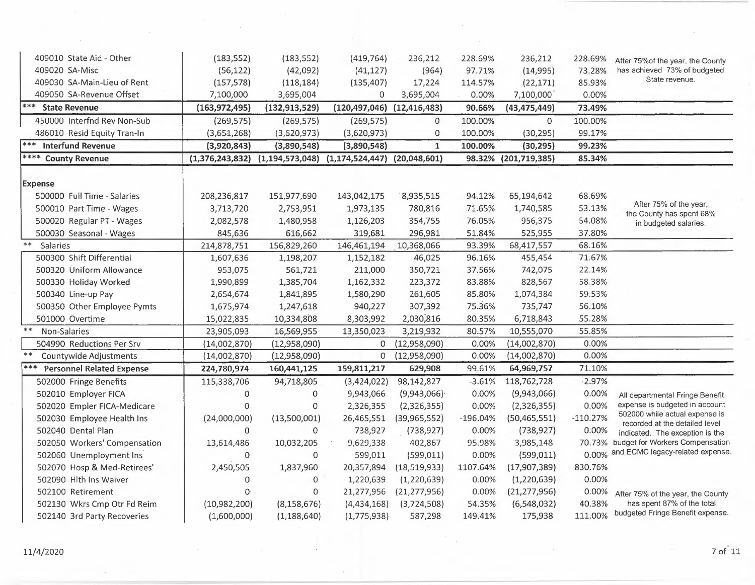| Account | | | | | | | | | |
|---|---|---|---|---|---|---|---|---|---|
| 409010 State Aid - Other | (183,552) | (183,552) | (419,764) | 236,212 | 228.69% | 236,212 | 228.69% | After 75%of the year, the County has achieved 73% of budgeted State revenue. |
| 409020 SA-Misc | (56,122) | (42,092) | (41,127) | (964) | 97.71% | (14,995) | 73.28% | |
| 409030 SA-Main-Lieu of Rent | (157,578) | (118,184) | (135,407) | 17,224 | 114.57% | (22,171) | 85.93% | |
| 409050 SA-Revenue Offset | 7,100,000 | 3,695,004 | 0 | 3,695,004 | 0.00% | 7,100,000 | 0.00% | |
| *** **State Revenue** | **(163,972,495)** | **(132,913,529)** | **(120,497,046)** | **(12,416,483)** | **90.66%** | **(43,475,449)** | **73.49%** | |
| 450000 Interfnd Rev Non-Sub | (269,575) | (269,575) | (269,575) | 0 | 100.00% | 0 | 100.00% | |
| 486010 Resid Equity Tran-In | (3,651,268) | (3,620,973) | (3,620,973) | 0 | 100.00% | (30,295) | 99.17% | |
| *** **Interfund Revenue** | **(3,920,843)** | **(3,890,548)** | **(3,890,548)** | **1** | **100.00%** | **(30,295)** | **99.23%** | |
| **** **County Revenue** | **(1,376,243,832)** | **(1,194,573,048)** | **(1,174,524,447)** | **(20,048,601)** | **98.32%** | **(201,719,385)** | **85.34%** | |
| **Expense** | | | | | | | | |
| 500000 Full Time - Salaries | 208,236,817 | 151,977,690 | 143,042,175 | 8,935,515 | 94.12% | 65,194,642 | 68.69% | After 75% of the year, the County has spent 68% in budgeted salaries. |
| 500010 Part Time - Wages | 3,713,720 | 2,753,951 | 1,973,135 | 780,816 | 71.65% | 1,740,585 | 53.13% | |
| 500020 Regular PT - Wages | 2,082,578 | 1,480,958 | 1,126,203 | 354,755 | 76.05% | 956,375 | 54.08% | |
| 500030 Seasonal - Wages | 845,636 | 616,662 | 319,681 | 296,981 | 51.84% | 525,955 | 37.80% | |
| ** Salaries | 214,878,751 | 156,829,260 | 146,461,194 | 10,368,066 | 93.39% | 68,417,557 | 68.16% | |
| 500300 Shift Differential | 1,607,636 | 1,198,207 | 1,152,182 | 46,025 | 96.16% | 455,454 | 71.67% | |
| 500320 Uniform Allowance | 953,075 | 561,721 | 211,000 | 350,721 | 37.56% | 742,075 | 22.14% | |
| 500330 Holiday Worked | 1,990,899 | 1,385,704 | 1,162,332 | 223,372 | 83.88% | 828,567 | 58.38% | |
| 500340 Line-up Pay | 2,654,674 | 1,841,895 | 1,580,290 | 261,605 | 85.80% | 1,074,384 | 59.53% | |
| 500350 Other Employee Pymts | 1,675,974 | 1,247,618 | 940,227 | 307,392 | 75.36% | 735,747 | 56.10% | |
| 501000 Overtime | 15,022,835 | 10,334,808 | 8,303,992 | 2,030,816 | 80.35% | 6,718,843 | 55.28% | |
| ** Non-Salaries | 23,905,093 | 16,569,955 | 13,350,023 | 3,219,932 | 80.57% | 10,555,070 | 55.85% | |
| 504990 Reductions Per Srv | (14,002,870) | (12,958,090) | 0 | (12,958,090) | 0.00% | (14,002,870) | 0.00% | |
| ** Countywide Adjustments | (14,002,870) | (12,958,090) | 0 | (12,958,090) | 0.00% | (14,002,870) | 0.00% | |
| *** **Personnel Related Expense** | **224,780,974** | **160,441,125** | **159,811,217** | **629,908** | **99.61%** | **64,969,757** | **71.10%** | |
| 502000 Fringe Benefits | 115,338,706 | 94,718,805 | (3,424,022) | 98,142,827 | -3.61% | 118,762,728 | -2.97% | |
| 502010 Employer FICA | 0 | 0 | 9,943,066 | (9,943,066) | 0.00% | (9,943,066) | 0.00% | All departmental Fringe Benefit expense is budgeted in account 502000 while actual expense is recorded at the detailed level indicated. The exception is the budget for Workers Compensation and ECMC legacy-related expense. |
| 502020 Empler FICA-Medicare | 0 | 0 | 2,326,355 | (2,326,355) | 0.00% | (2,326,355) | 0.00% | |
| 502030 Employee Health Ins | (24,000,000) | (13,500,001) | 26,465,551 | (39,965,552) | -196.04% | (50,465,551) | -110.27% | |
| 502040 Dental Plan | 0 | 0 | 738,927 | (738,927) | 0.00% | (738,927) | 0.00% | |
| 502050 Workers' Compensation | 13,614,486 | 10,032,205 | 9,629,338 | 402,867 | 95.98% | 3,985,148 | 70.73% | |
| 502060 Unemployment Ins | 0 | 0 | 599,011 | (599,011) | 0.00% | (599,011) | 0.00% | |
| 502070 Hosp & Med-Retirees' | 2,450,505 | 1,837,960 | 20,357,894 | (18,519,933) | 1107.64% | (17,907,389) | 830.76% | |
| 502090 Hlth Ins Waiver | 0 | 0 | 1,220,639 | (1,220,639) | 0.00% | (1,220,639) | 0.00% | |
| 502100 Retirement | 0 | 0 | 21,277,956 | (21,277,956) | 0.00% | (21,277,956) | 0.00% | After 75% of the year, the County has spent 87% of the total budgeted Fringe Benefit expense. |
| 502130 Wkrs Cmp Otr Fd Reim | (10,982,200) | (8,158,676) | (4,434,168) | (3,724,508) | 54.35% | (6,548,032) | 40.38% | |
| 502140 3rd Party Recoveries | (1,600,000) | (1,188,640) | (1,775,938) | 587,298 | 149.41% | 175,938 | 111.00% | |

11/4/2020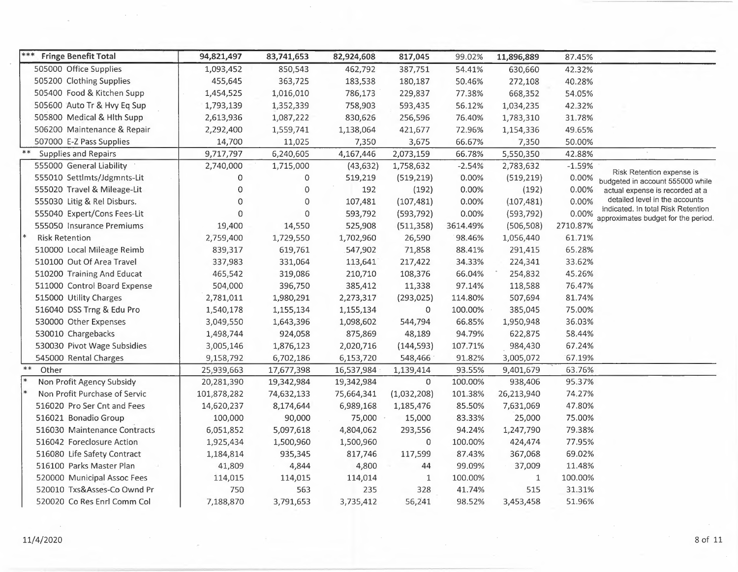| *** Fringe Benefit Total | 94,821,497 | 83,741,653 | 82,924,608 | 817,045 | 99.02% | 11,896,889 | 87.45% | |
|---|---|---|---|---|---|---|---|---|
| 505000 Office Supplies | 1,093,452 | 850,543 | 462,792 | 387,751 | 54.41% | 630,660 | 42.32% | |
| 505200 Clothing Supplies | 455,645 | 363,725 | 183,538 | 180,187 | 50.46% | 272,108 | 40.28% | |
| 505400 Food & Kitchen Supp | 1,454,525 | 1,016,010 | 786,173 | 229,837 | 77.38% | 668,352 | 54.05% | |
| 505600 Auto Tr & Hvy Eq Sup | 1,793,139 | 1,352,339 | 758,903 | 593,435 | 56.12% | 1,034,235 | 42.32% | |
| 505800 Medical & Hlth Supp | 2,613,936 | 1,087,222 | 830,626 | 256,596 | 76.40% | 1,783,310 | 31.78% | |
| 506200 Maintenance & Repair | 2,292,400 | 1,559,741 | 1,138,064 | 421,677 | 72.96% | 1,154,336 | 49.65% | |
| 507000 E-Z Pass Supplies | 14,700 | 11,025 | 7,350 | 3,675 | 66.67% | 7,350 | 50.00% | |
| ** Supplies and Repairs | 9,717,797 | 6,240,605 | 4,167,446 | 2,073,159 | 66.78% | 5,550,350 | 42.88% | |
| 555000 General Liability | 2,740,000 | 1,715,000 | (43,632) | 1,758,632 | -2.54% | 2,783,632 | -1.59% | Risk Retention expense is budgeted in account 555000 while actual expense is recorded at a detailed level in the accounts indicated. In total Risk Retention approximates budget for the period. |
| 555010 Settlmts/Jdgmnts-Lit | 0 | 0 | 519,219 | (519,219) | 0.00% | (519,219) | 0.00% | |
| 555020 Travel & Mileage-Lit | 0 | 0 | 192 | (192) | 0.00% | (192) | 0.00% | |
| 555030 Litig & Rel Disburs. | 0 | 0 | 107,481 | (107,481) | 0.00% | (107,481) | 0.00% | |
| 555040 Expert/Cons Fees-Lit | 0 | 0 | 593,792 | (593,792) | 0.00% | (593,792) | 0.00% | |
| 555050 Insurance Premiums | 19,400 | 14,550 | 525,908 | (511,358) | 3614.49% | (506,508) | 2710.87% | |
| * Risk Retention | 2,759,400 | 1,729,550 | 1,702,960 | 26,590 | 98.46% | 1,056,440 | 61.71% | |
| 510000 Local Mileage Reimb | 839,317 | 619,761 | 547,902 | 71,858 | 88.41% | 291,415 | 65.28% | |
| 510100 Out Of Area Travel | 337,983 | 331,064 | 113,641 | 217,422 | 34.33% | 224,341 | 33.62% | |
| 510200 Training And Educat | 465,542 | 319,086 | 210,710 | 108,376 | 66.04% | 254,832 | 45.26% | |
| 511000 Control Board Expense | 504,000 | 396,750 | 385,412 | 11,338 | 97.14% | 118,588 | 76.47% | |
| 515000 Utility Charges | 2,781,011 | 1,980,291 | 2,273,317 | (293,025) | 114.80% | 507,694 | 81.74% | |
| 516040 DSS Trng & Edu Pro | 1,540,178 | 1,155,134 | 1,155,134 | 0 | 100.00% | 385,045 | 75.00% | |
| 530000 Other Expenses | 3,049,550 | 1,643,396 | 1,098,602 | 544,794 | 66.85% | 1,950,948 | 36.03% | |
| 530010 Chargebacks | 1,498,744 | 924,058 | 875,869 | 48,189 | 94.79% | 622,875 | 58.44% | |
| 530030 Pivot Wage Subsidies | 3,005,146 | 1,876,123 | 2,020,716 | (144,593) | 107.71% | 984,430 | 67.24% | |
| 545000 Rental Charges | 9,158,792 | 6,702,186 | 6,153,720 | 548,466 | 91.82% | 3,005,072 | 67.19% | |
| ** Other | 25,939,663 | 17,677,398 | 16,537,984 | 1,139,414 | 93.55% | 9,401,679 | 63.76% | |
| * Non Profit Agency Subsidy | 20,281,390 | 19,342,984 | 19,342,984 | 0 | 100.00% | 938,406 | 95.37% | |
| * Non Profit Purchase of Servic | 101,878,282 | 74,632,133 | 75,664,341 | (1,032,208) | 101.38% | 26,213,940 | 74.27% | |
| 516020 Pro Ser Cnt and Fees | 14,620,237 | 8,174,644 | 6,989,168 | 1,185,476 | 85.50% | 7,631,069 | 47.80% | |
| 516021 Bonadio Group | 100,000 | 90,000 | 75,000 | 15,000 | 83.33% | 25,000 | 75.00% | |
| 516030 Maintenance Contracts | 6,051,852 | 5,097,618 | 4,804,062 | 293,556 | 94.24% | 1,247,790 | 79.38% | |
| 516042 Foreclosure Action | 1,925,434 | 1,500,960 | 1,500,960 | 0 | 100.00% | 424,474 | 77.95% | |
| 516080 Life Safety Contract | 1,184,814 | 935,345 | 817,746 | 117,599 | 87.43% | 367,068 | 69.02% | |
| 516100 Parks Master Plan | 41,809 | 4,844 | 4,800 | 44 | 99.09% | 37,009 | 11.48% | |
| 520000 Municipal Assoc Fees | 114,015 | 114,015 | 114,014 | 1 | 100.00% | 1 | 100.00% | |
| 520010 Txs&Asses-Co Ownd Pr | 750 | 563 | 235 | 328 | 41.74% | 515 | 31.31% | |
| 520020 Co Res Enrl Comm Col | 7,188,870 | 3,791,653 | 3,735,412 | 56,241 | 98.52% | 3,453,458 | 51.96% | |

11/4/2020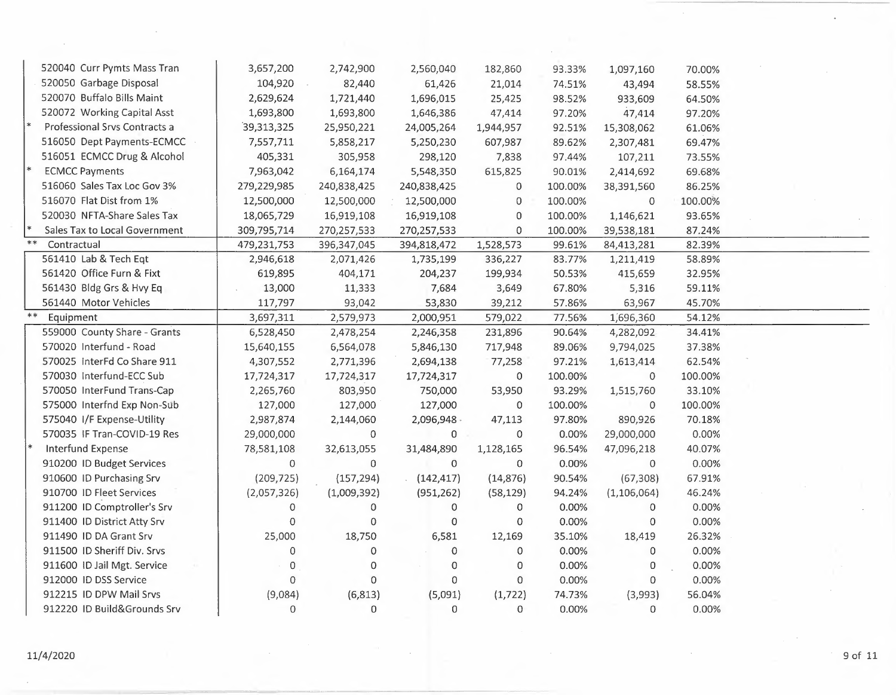| | | | | | | | |
|---|---|---|---|---|---|---|---|
| 520040 Curr Pymts Mass Tran | 3,657,200 | 2,742,900 | 2,560,040 | 182,860 | 93.33% | 1,097,160 | 70.00% |
| 520050 Garbage Disposal | 104,920 | 82,440 | 61,426 | 21,014 | 74.51% | 43,494 | 58.55% |
| 520070 Buffalo Bills Maint | 2,629,624 | 1,721,440 | 1,696,015 | 25,425 | 98.52% | 933,609 | 64.50% |
| 520072 Working Capital Asst | 1,693,800 | 1,693,800 | 1,646,386 | 47,414 | 97.20% | 47,414 | 97.20% |
| * Professional Srvs Contracts a | 39,313,325 | 25,950,221 | 24,005,264 | 1,944,957 | 92.51% | 15,308,062 | 61.06% |
| 516050 Dept Payments-ECMCC | 7,557,711 | 5,858,217 | 5,250,230 | 607,987 | 89.62% | 2,307,481 | 69.47% |
| 516051 ECMCC Drug & Alcohol | 405,331 | 305,958 | 298,120 | 7,838 | 97.44% | 107,211 | 73.55% |
| * ECMCC Payments | 7,963,042 | 6,164,174 | 5,548,350 | 615,825 | 90.01% | 2,414,692 | 69.68% |
| 516060 Sales Tax Loc Gov 3% | 279,229,985 | 240,838,425 | 240,838,425 | 0 | 100.00% | 38,391,560 | 86.25% |
| 516070 Flat Dist from 1% | 12,500,000 | 12,500,000 | 12,500,000 | 0 | 100.00% | 0 | 100.00% |
| 520030 NFTA-Share Sales Tax | 18,065,729 | 16,919,108 | 16,919,108 | 0 | 100.00% | 1,146,621 | 93.65% |
| * Sales Tax to Local Government | 309,795,714 | 270,257,533 | 270,257,533 | 0 | 100.00% | 39,538,181 | 87.24% |
| ** Contractual | 479,231,753 | 396,347,045 | 394,818,472 | 1,528,573 | 99.61% | 84,413,281 | 82.39% |
| 561410 Lab & Tech Eqt | 2,946,618 | 2,071,426 | 1,735,199 | 336,227 | 83.77% | 1,211,419 | 58.89% |
| 561420 Office Furn & Fixt | 619,895 | 404,171 | 204,237 | 199,934 | 50.53% | 415,659 | 32.95% |
| 561430 Bldg Grs & Hvy Eq | 13,000 | 11,333 | 7,684 | 3,649 | 67.80% | 5,316 | 59.11% |
| 561440 Motor Vehicles | 117,797 | 93,042 | 53,830 | 39,212 | 57.86% | 63,967 | 45.70% |
| ** Equipment | 3,697,311 | 2,579,973 | 2,000,951 | 579,022 | 77.56% | 1,696,360 | 54.12% |
| 559000 County Share - Grants | 6,528,450 | 2,478,254 | 2,246,358 | 231,896 | 90.64% | 4,282,092 | 34.41% |
| 570020 Interfund - Road | 15,640,155 | 6,564,078 | 5,846,130 | 717,948 | 89.06% | 9,794,025 | 37.38% |
| 570025 InterFd Co Share 911 | 4,307,552 | 2,771,396 | 2,694,138 | 77,258 | 97.21% | 1,613,414 | 62.54% |
| 570030 Interfund-ECC Sub | 17,724,317 | 17,724,317 | 17,724,317 | 0 | 100.00% | 0 | 100.00% |
| 570050 InterFund Trans-Cap | 2,265,760 | 803,950 | 750,000 | 53,950 | 93.29% | 1,515,760 | 33.10% |
| 575000 Interfnd Exp Non-Sub | 127,000 | 127,000 | 127,000 | 0 | 100.00% | 0 | 100.00% |
| 575040 I/F Expense-Utility | 2,987,874 | 2,144,060 | 2,096,948 | 47,113 | 97.80% | 890,926 | 70.18% |
| 570035 IF Tran-COVID-19 Res | 29,000,000 | 0 | 0 | 0 | 0.00% | 29,000,000 | 0.00% |
| * Interfund Expense | 78,581,108 | 32,613,055 | 31,484,890 | 1,128,165 | 96.54% | 47,096,218 | 40.07% |
| 910200 ID Budget Services | 0 | 0 | 0 | 0 | 0.00% | 0 | 0.00% |
| 910600 ID Purchasing Srv | (209,725) | (157,294) | (142,417) | (14,876) | 90.54% | (67,308) | 67.91% |
| 910700 ID Fleet Services | (2,057,326) | (1,009,392) | (951,262) | (58,129) | 94.24% | (1,106,064) | 46.24% |
| 911200 ID Comptroller's Srv | 0 | 0 | 0 | 0 | 0.00% | 0 | 0.00% |
| 911400 ID District Atty Srv | 0 | 0 | 0 | 0 | 0.00% | 0 | 0.00% |
| 911490 ID DA Grant Srv | 25,000 | 18,750 | 6,581 | 12,169 | 35.10% | 18,419 | 26.32% |
| 911500 ID Sheriff Div. Srvs | 0 | 0 | 0 | 0 | 0.00% | 0 | 0.00% |
| 911600 ID Jail Mgt. Service | 0 | 0 | 0 | 0 | 0.00% | 0 | 0.00% |
| 912000 ID DSS Service | 0 | 0 | 0 | 0 | 0.00% | 0 | 0.00% |
| 912215 ID DPW Mail Srvs | (9,084) | (6,813) | (5,091) | (1,722) | 74.73% | (3,993) | 56.04% |
| 912220 ID Build&Grounds Srv | 0 | 0 | 0 | 0 | 0.00% | 0 | 0.00% |

11/4/2020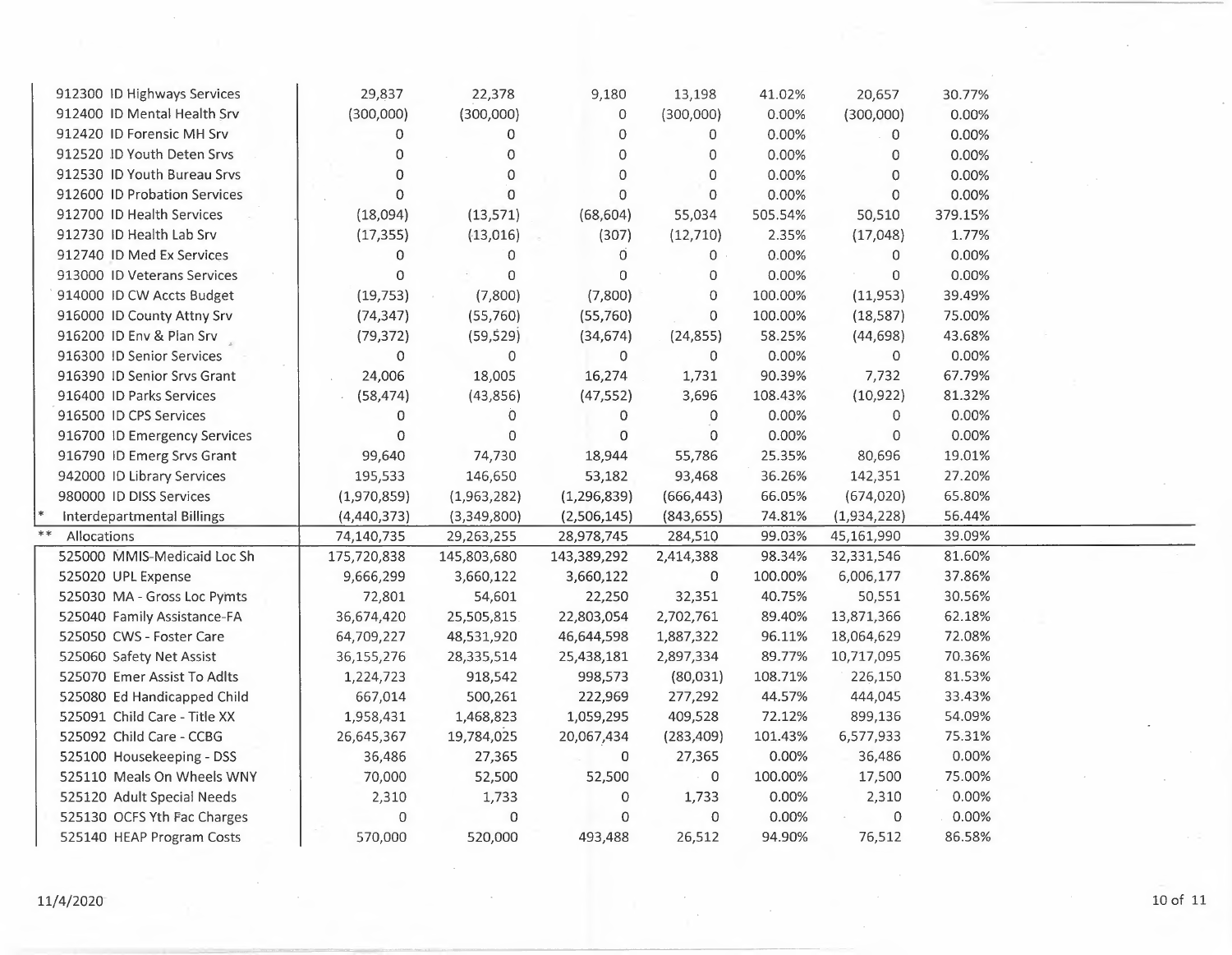| | | | | | | | |
|---|---|---|---|---|---|---|---|
| 912300 ID Highways Services | 29,837 | 22,378 | 9,180 | 13,198 | 41.02% | 20,657 | 30.77% |
| 912400 ID Mental Health Srv | (300,000) | (300,000) | 0 | (300,000) | 0.00% | (300,000) | 0.00% |
| 912420 ID Forensic MH Srv | 0 | 0 | 0 | 0 | 0.00% | 0 | 0.00% |
| 912520 ID Youth Deten Srvs | 0 | 0 | 0 | 0 | 0.00% | 0 | 0.00% |
| 912530 ID Youth Bureau Srvs | 0 | 0 | 0 | 0 | 0.00% | 0 | 0.00% |
| 912600 ID Probation Services | 0 | 0 | 0 | 0 | 0.00% | 0 | 0.00% |
| 912700 ID Health Services | (18,094) | (13,571) | (68,604) | 55,034 | 505.54% | 50,510 | 379.15% |
| 912730 ID Health Lab Srv | (17,355) | (13,016) | (307) | (12,710) | 2.35% | (17,048) | 1.77% |
| 912740 ID Med Ex Services | 0 | 0 | 0 | 0 | 0.00% | 0 | 0.00% |
| 913000 ID Veterans Services | 0 | 0 | 0 | 0 | 0.00% | 0 | 0.00% |
| 914000 ID CW Accts Budget | (19,753) | (7,800) | (7,800) | 0 | 100.00% | (11,953) | 39.49% |
| 916000 ID County Attny Srv | (74,347) | (55,760) | (55,760) | 0 | 100.00% | (18,587) | 75.00% |
| 916200 ID Env & Plan Srv | (79,372) | (59,529) | (34,674) | (24,855) | 58.25% | (44,698) | 43.68% |
| 916300 ID Senior Services | 0 | 0 | 0 | 0 | 0.00% | 0 | 0.00% |
| 916390 ID Senior Srvs Grant | 24,006 | 18,005 | 16,274 | 1,731 | 90.39% | 7,732 | 67.79% |
| 916400 ID Parks Services | (58,474) | (43,856) | (47,552) | 3,696 | 108.43% | (10,922) | 81.32% |
| 916500 ID CPS Services | 0 | 0 | 0 | 0 | 0.00% | 0 | 0.00% |
| 916700 ID Emergency Services | 0 | 0 | 0 | 0 | 0.00% | 0 | 0.00% |
| 916790 ID Emerg Srvs Grant | 99,640 | 74,730 | 18,944 | 55,786 | 25.35% | 80,696 | 19.01% |
| 942000 ID Library Services | 195,533 | 146,650 | 53,182 | 93,468 | 36.26% | 142,351 | 27.20% |
| 980000 ID DISS Services | (1,970,859) | (1,963,282) | (1,296,839) | (666,443) | 66.05% | (674,020) | 65.80% |
| * Interdepartmental Billings | (4,440,373) | (3,349,800) | (2,506,145) | (843,655) | 74.81% | (1,934,228) | 56.44% |
| ** Allocations | 74,140,735 | 29,263,255 | 28,978,745 | 284,510 | 99.03% | 45,161,990 | 39.09% |
| 525000 MMIS-Medicaid Loc Sh | 175,720,838 | 145,803,680 | 143,389,292 | 2,414,388 | 98.34% | 32,331,546 | 81.60% |
| 525020 UPL Expense | 9,666,299 | 3,660,122 | 3,660,122 | 0 | 100.00% | 6,006,177 | 37.86% |
| 525030 MA - Gross Loc Pymts | 72,801 | 54,601 | 22,250 | 32,351 | 40.75% | 50,551 | 30.56% |
| 525040 Family Assistance-FA | 36,674,420 | 25,505,815 | 22,803,054 | 2,702,761 | 89.40% | 13,871,366 | 62.18% |
| 525050 CWS - Foster Care | 64,709,227 | 48,531,920 | 46,644,598 | 1,887,322 | 96.11% | 18,064,629 | 72.08% |
| 525060 Safety Net Assist | 36,155,276 | 28,335,514 | 25,438,181 | 2,897,334 | 89.77% | 10,717,095 | 70.36% |
| 525070 Emer Assist To Adlts | 1,224,723 | 918,542 | 998,573 | (80,031) | 108.71% | 226,150 | 81.53% |
| 525080 Ed Handicapped Child | 667,014 | 500,261 | 222,969 | 277,292 | 44.57% | 444,045 | 33.43% |
| 525091 Child Care - Title XX | 1,958,431 | 1,468,823 | 1,059,295 | 409,528 | 72.12% | 899,136 | 54.09% |
| 525092 Child Care - CCBG | 26,645,367 | 19,784,025 | 20,067,434 | (283,409) | 101.43% | 6,577,933 | 75.31% |
| 525100 Housekeeping - DSS | 36,486 | 27,365 | 0 | 27,365 | 0.00% | 36,486 | 0.00% |
| 525110 Meals On Wheels WNY | 70,000 | 52,500 | 52,500 | 0 | 100.00% | 17,500 | 75.00% |
| 525120 Adult Special Needs | 2,310 | 1,733 | 0 | 1,733 | 0.00% | 2,310 | 0.00% |
| 525130 OCFS Yth Fac Charges | 0 | 0 | 0 | 0 | 0.00% | 0 | 0.00% |
| 525140 HEAP Program Costs | 570,000 | 520,000 | 493,488 | 26,512 | 94.90% | 76,512 | 86.58% |

11/4/2020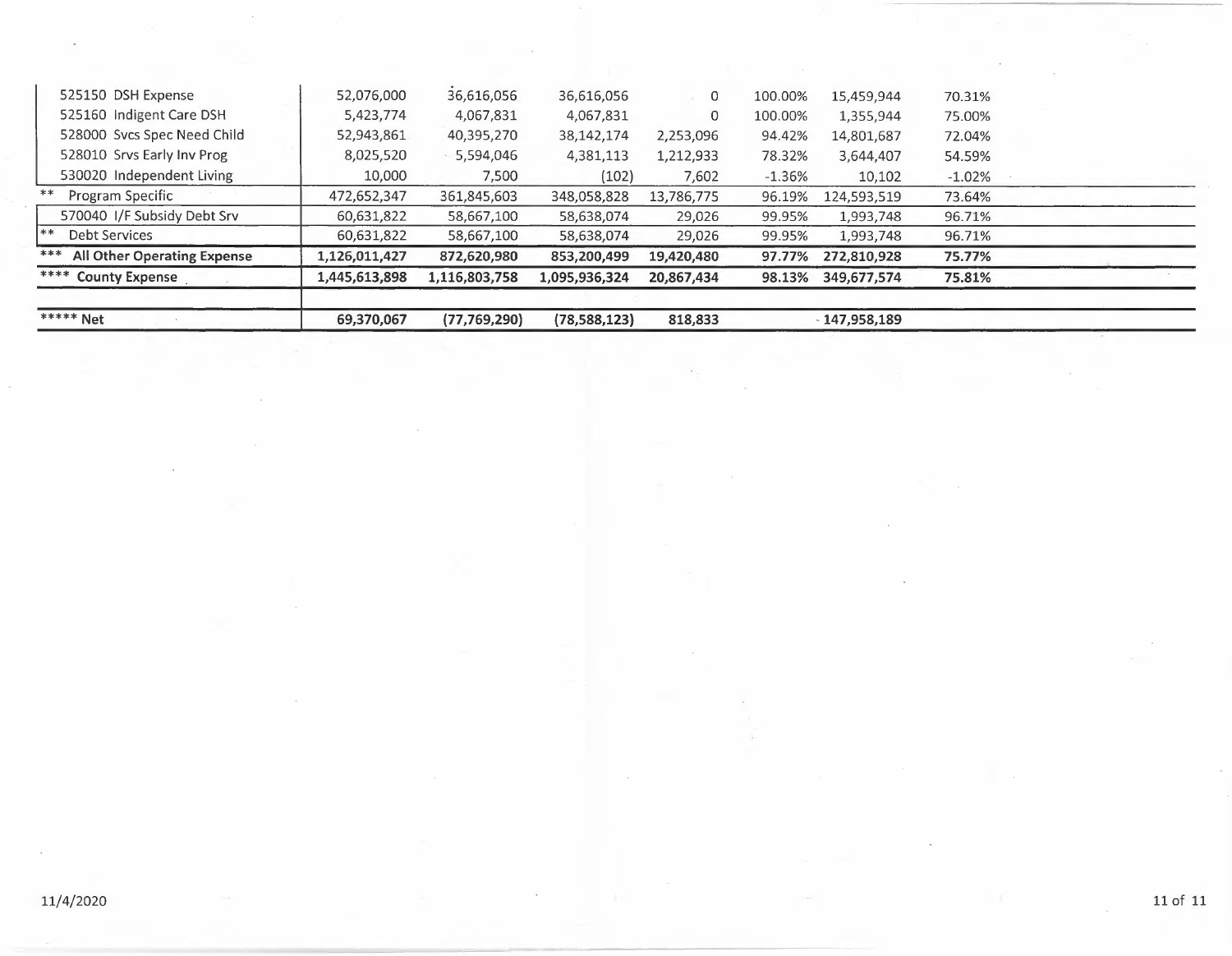| | | | | | | | |
|---|---|---|---|---|---|---|---|
| 525150 DSH Expense | 52,076,000 | 36,616,056 | 36,616,056 | 0 | 100.00% | 15,459,944 | 70.31% |
| 525160 Indigent Care DSH | 5,423,774 | 4,067,831 | 4,067,831 | 0 | 100.00% | 1,355,944 | 75.00% |
| 528000 Svcs Spec Need Child | 52,943,861 | 40,395,270 | 38,142,174 | 2,253,096 | 94.42% | 14,801,687 | 72.04% |
| 528010 Srvs Early Inv Prog | 8,025,520 | 5,594,046 | 4,381,113 | 1,212,933 | 78.32% | 3,644,407 | 54.59% |
| 530020 Independent Living | 10,000 | 7,500 | (102) | 7,602 | -1.36% | 10,102 | -1.02% |
| ** Program Specific | 472,652,347 | 361,845,603 | 348,058,828 | 13,786,775 | 96.19% | 124,593,519 | 73.64% |
| 570040 I/F Subsidy Debt Srv | 60,631,822 | 58,667,100 | 58,638,074 | 29,026 | 99.95% | 1,993,748 | 96.71% |
| ** Debt Services | 60,631,822 | 58,667,100 | 58,638,074 | 29,026 | 99.95% | 1,993,748 | 96.71% |
| **\*\*\* All Other Operating Expense** | **1,126,011,427** | **872,620,980** | **853,200,499** | **19,420,480** | **97.77%** | **272,810,928** | **75.77%** |
| **\*\*\*\* County Expense** | **1,445,613,898** | **1,116,803,758** | **1,095,936,324** | **20,867,434** | **98.13%** | **349,677,574** | **75.81%** |
| | | | | | | | |
| **\*\*\*\*\* Net** | **69,370,067** | **(77,769,290)** | **(78,588,123)** | **818,833** | | **147,958,189** | |

11/4/2020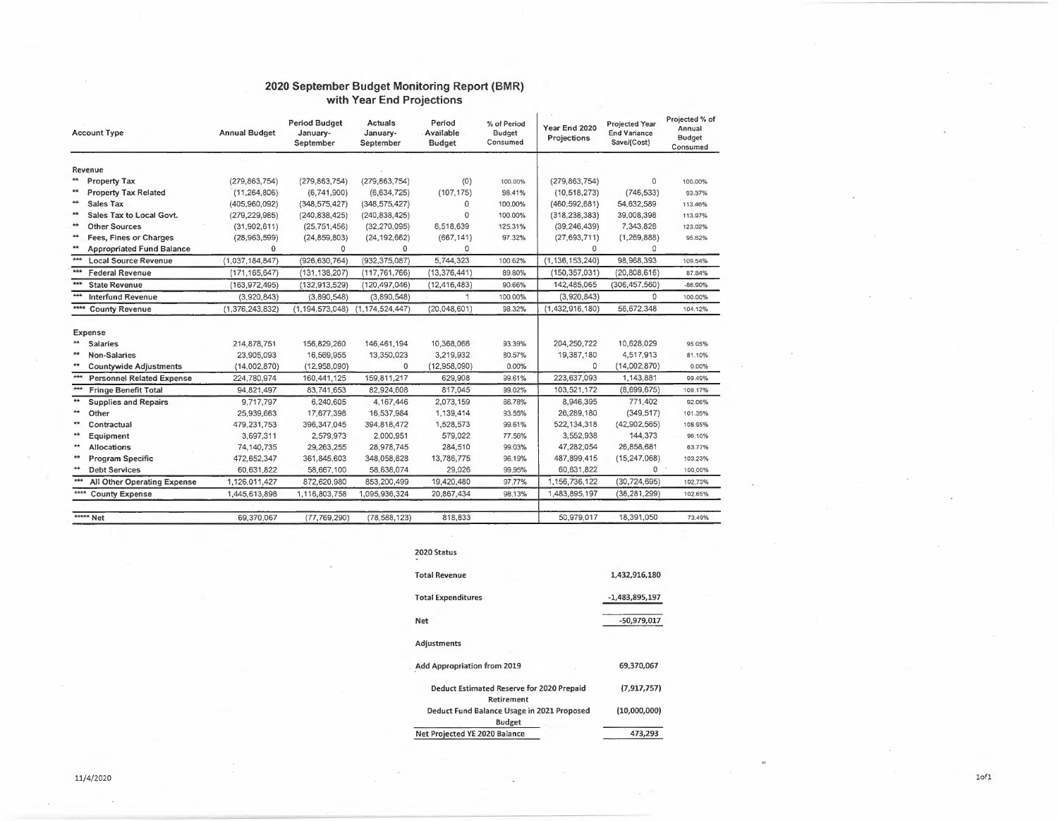# 2020 September Budget Monitoring Report (BMR) with Year End Projections

| Account Type | Annual Budget | Period Budget January-September | Actuals January-September | Period Available Budget | % of Period Budget Consumed | Year End 2020 Projections | Projected Year End Variance Save/(Cost) | Projected % of Annual Budget Consumed |
|---|---|---|---|---|---|---|---|---|
| **Revenue** | | | | | | | | |
| ** Property Tax | (279,863,754) | (279,863,754) | (279,863,754) | (0) | 100.00% | (279,863,754) | 0 | 100.00% |
| ** Property Tax Related | (11,264,806) | (6,741,900) | (6,634,725) | (107,175) | 98.41% | (10,518,273) | (746,533) | 93.37% |
| ** Sales Tax | (405,960,092) | (348,575,427) | (348,575,427) | 0 | 100.00% | (460,592,681) | 54,632,589 | 113.46% |
| ** Sales Tax to Local Govt. | (279,229,985) | (240,838,425) | (240,838,425) | 0 | 100.00% | (318,238,383) | 39,008,398 | 113.97% |
| ** Other Sources | (31,902,611) | (25,751,456) | (32,270,095) | 6,518,639 | 125.31% | (39,246,439) | 7,343,828 | 123.02% |
| ** Fees, Fines or Charges | (28,963,599) | (24,859,803) | (24,192,662) | (667,141) | 97.32% | (27,693,711) | (1,269,888) | 95.62% |
| ** Appropriated Fund Balance | 0 | 0 | 0 | 0 | | 0 | 0 | |
| *** Local Source Revenue | (1,037,184,847) | (926,630,764) | (932,375,087) | 5,744,323 | 100.62% | (1,136,153,240) | 98,968,393 | 109.54% |
| *** Federal Revenue | (171,165,647) | (131,138,207) | (117,761,766) | (13,376,441) | 89.80% | (150,357,031) | (20,808,616) | 87.84% |
| *** State Revenue | (163,972,495) | (132,913,529) | (120,497,046) | (12,416,483) | 90.66% | 142,485,065 | (306,457,560) | -86.90% |
| *** Interfund Revenue | (3,920,843) | (3,890,548) | (3,890,548) | 1 | 100.00% | (3,920,843) | 0 | 100.00% |
| **** County Revenue | (1,376,243,832) | (1,194,573,048) | (1,174,524,447) | (20,048,601) | 98.32% | (1,432,916,180) | 56,672,348 | 104.12% |
| **Expense** | | | | | | | | |
| ** Salaries | 214,878,751 | 156,829,260 | 146,461,194 | 10,368,066 | 93.39% | 204,250,722 | 10,628,029 | 95.05% |
| ** Non-Salaries | 23,905,093 | 16,569,955 | 13,350,023 | 3,219,932 | 80.57% | 19,387,180 | 4,517,913 | 81.10% |
| ** Countywide Adjustments | (14,002,870) | (12,958,090) | 0 | (12,958,090) | 0.00% | 0 | (14,002,870) | 0.00% |
| *** Personnel Related Expense | 224,780,974 | 160,441,125 | 159,811,217 | 629,908 | 99.61% | 223,637,093 | 1,143,881 | 99.49% |
| *** Fringe Benefit Total | 94,821,497 | 83,741,653 | 82,924,608 | 817,045 | 99.02% | 103,521,172 | (8,699,675) | 109.17% |
| ** Supplies and Repairs | 9,717,797 | 6,240,605 | 4,167,446 | 2,073,159 | 66.78% | 8,946,395 | 771,402 | 92.06% |
| ** Other | 25,939,663 | 17,677,398 | 16,537,984 | 1,139,414 | 93.55% | 26,289,180 | (349,517) | 101.35% |
| ** Contractual | 479,231,753 | 396,347,045 | 394,818,472 | 1,528,573 | 99.61% | 522,134,318 | (42,902,565) | 108.95% |
| ** Equipment | 3,697,311 | 2,579,973 | 2,000,951 | 579,022 | 77.56% | 3,552,938 | 144,373 | 96.10% |
| ** Allocations | 74,140,735 | 29,263,255 | 28,978,745 | 284,510 | 99.03% | 47,282,054 | 26,858,681 | 63.77% |
| ** Program Specific | 472,652,347 | 361,845,603 | 348,058,828 | 13,786,775 | 96.19% | 487,899,415 | (15,247,068) | 103.23% |
| ** Debt Services | 60,631,822 | 58,667,100 | 58,638,074 | 29,026 | 99.95% | 60,631,822 | 0 | 100.00% |
| *** All Other Operating Expense | 1,126,011,427 | 872,620,980 | 853,200,499 | 19,420,480 | 97.77% | 1,156,736,122 | (30,724,695) | 102.73% |
| **** County Expense | 1,445,613,898 | 1,116,803,758 | 1,095,936,324 | 20,867,434 | 98.13% | 1,483,895,197 | (38,281,299) | 102.65% |
| ***** Net | 69,370,067 | (77,769,290) | (78,588,123) | 818,833 | | 50,979,017 | 18,391,050 | 73.49% |

**2020 Status**

| | |
|---|---|
| Total Revenue | 1,432,916,180 |
| Total Expenditures | -1,483,895,197 |
| Net | -50,979,017 |
| Adjustments | |
| Add Appropriation from 2019 | 69,370,067 |
| Deduct Estimated Reserve for 2020 Prepaid Retirement | (7,917,757) |
| Deduct Fund Balance Usage in 2021 Proposed Budget | (10,000,000) |
| Net Projected YE 2020 Balance | 473,293 |

11/4/2020